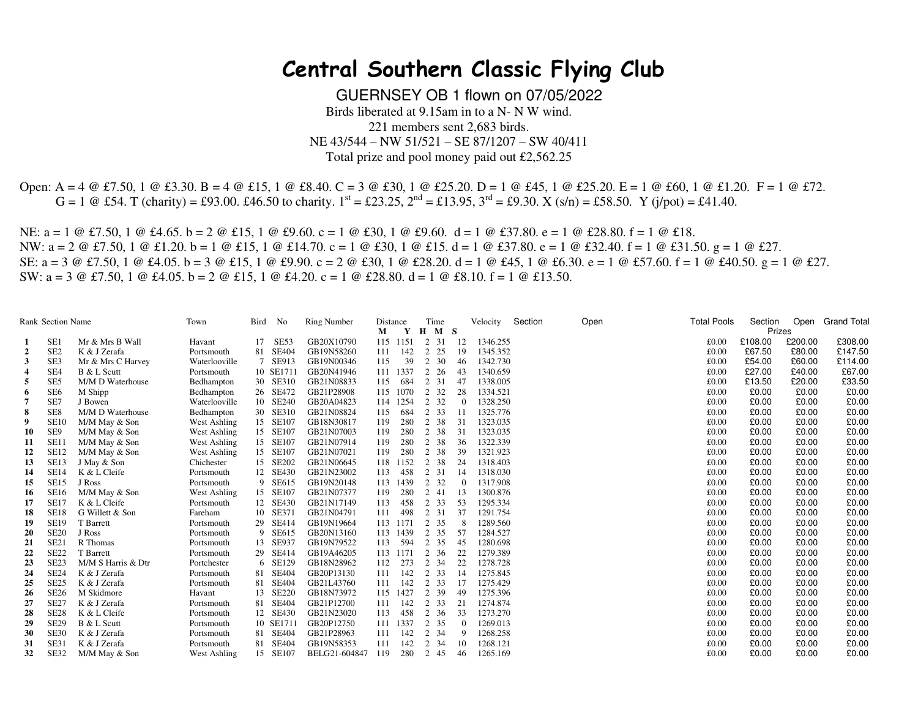# Central Southern Classic Flying Club

GUERNSEY OB 1 flown on 07/05/2022

Birds liberated at 9.15am in to a N- N W wind.
221 members sent 2,683 birds.
NE 43/544 – NW 51/521 – SE 87/1207 – SW 40/411
Total prize and pool money paid out £2,562.25

Open: A = 4 @ £7.50, 1 @ £3.30. B = 4 @ £15, 1 @ £8.40. C = 3 @ £30, 1 @ £25.20. D = 1 @ £45, 1 @ £25.20. E = 1 @ £60, 1 @ £1.20. F = 1 @ £72. G = 1 @ £54. T (charity) = £93.00. £46.50 to charity. 1st = £23.25, 2nd = £13.95, 3rd = £9.30. X (s/n) = £58.50. Y (j/pot) = £41.40.

NE: a = 1 @ £7.50, 1 @ £4.65. b = 2 @ £15, 1 @ £9.60. c = 1 @ £30, 1 @ £9.60. d = 1 @ £37.80. e = 1 @ £28.80. f = 1 @ £18.
NW: a = 2 @ £7.50, 1 @ £1.20. b = 1 @ £15, 1 @ £14.70. c = 1 @ £30, 1 @ £15. d = 1 @ £37.80. e = 1 @ £32.40. f = 1 @ £31.50. g = 1 @ £27.
SE: a = 3 @ £7.50, 1 @ £4.05. b = 3 @ £15, 1 @ £9.90. c = 2 @ £30, 1 @ £28.20. d = 1 @ £45, 1 @ £6.30. e = 1 @ £57.60. f = 1 @ £40.50. g = 1 @ £27.
SW: a = 3 @ £7.50, 1 @ £4.05. b = 2 @ £15, 1 @ £4.20. c = 1 @ £28.80. d = 1 @ £8.10. f = 1 @ £13.50.

| Rank | Section | Name | Town | Bird | No | Ring Number | Distance M | Distance Y | Time H | Time M | Time S | Velocity | Section | Open | Total Pools | Section Prizes | Open Prizes | Grand Total |
|---|---|---|---|---|---|---|---|---|---|---|---|---|---|---|---|---|---|---|
| 1 | SE1 | Mr & Mrs B Wall | Havant | 17 | SE53 | GB20X10790 | 115 | 1151 | 2 | 31 | 12 | 1346.255 | | | £0.00 | £108.00 | £200.00 | £308.00 |
| 2 | SE2 | K & J Zerafa | Portsmouth | 81 | SE404 | GB19N58260 | 111 | 142 | 2 | 25 | 19 | 1345.352 | | | £0.00 | £67.50 | £80.00 | £147.50 |
| 3 | SE3 | Mr & Mrs C Harvey | Waterlooville | 7 | SE913 | GB19N00346 | 115 | 39 | 2 | 30 | 46 | 1342.730 | | | £0.00 | £54.00 | £60.00 | £114.00 |
| 4 | SE4 | B & L Scutt | Portsmouth | 10 | SE1711 | GB20N41946 | 111 | 1337 | 2 | 26 | 43 | 1340.659 | | | £0.00 | £27.00 | £40.00 | £67.00 |
| 5 | SE5 | M/M D Waterhouse | Bedhampton | 30 | SE310 | GB21N08833 | 115 | 684 | 2 | 31 | 47 | 1338.005 | | | £0.00 | £13.50 | £20.00 | £33.50 |
| 6 | SE6 | M Shipp | Bedhampton | 26 | SE472 | GB21P28908 | 115 | 1070 | 2 | 32 | 28 | 1334.521 | | | £0.00 | £0.00 | £0.00 | £0.00 |
| 7 | SE7 | J Bowen | Waterlooville | 10 | SE240 | GB20A04823 | 114 | 1254 | 2 | 32 | 0 | 1328.250 | | | £0.00 | £0.00 | £0.00 | £0.00 |
| 8 | SE8 | M/M D Waterhouse | Bedhampton | 30 | SE310 | GB21N08824 | 115 | 684 | 2 | 33 | 11 | 1325.776 | | | £0.00 | £0.00 | £0.00 | £0.00 |
| 9 | SE10 | M/M May & Son | West Ashling | 15 | SE107 | GB18N30817 | 119 | 280 | 2 | 38 | 31 | 1323.035 | | | £0.00 | £0.00 | £0.00 | £0.00 |
| 10 | SE9 | M/M May & Son | West Ashling | 15 | SE107 | GB21N07003 | 119 | 280 | 2 | 38 | 31 | 1323.035 | | | £0.00 | £0.00 | £0.00 | £0.00 |
| 11 | SE11 | M/M May & Son | West Ashling | 15 | SE107 | GB21N07914 | 119 | 280 | 2 | 38 | 36 | 1322.339 | | | £0.00 | £0.00 | £0.00 | £0.00 |
| 12 | SE12 | M/M May & Son | West Ashling | 15 | SE107 | GB21N07021 | 119 | 280 | 2 | 38 | 39 | 1321.923 | | | £0.00 | £0.00 | £0.00 | £0.00 |
| 13 | SE13 | J May & Son | Chichester | 15 | SE202 | GB21N06645 | 118 | 1152 | 2 | 38 | 24 | 1318.403 | | | £0.00 | £0.00 | £0.00 | £0.00 |
| 14 | SE14 | K & L Cleife | Portsmouth | 12 | SE430 | GB21N23002 | 113 | 458 | 2 | 31 | 14 | 1318.030 | | | £0.00 | £0.00 | £0.00 | £0.00 |
| 15 | SE15 | J Ross | Portsmouth | 9 | SE615 | GB19N20148 | 113 | 1439 | 2 | 32 | 0 | 1317.908 | | | £0.00 | £0.00 | £0.00 | £0.00 |
| 16 | SE16 | M/M May & Son | West Ashling | 15 | SE107 | GB21N07377 | 119 | 280 | 2 | 41 | 13 | 1300.876 | | | £0.00 | £0.00 | £0.00 | £0.00 |
| 17 | SE17 | K & L Cleife | Portsmouth | 12 | SE430 | GB21N17149 | 113 | 458 | 2 | 33 | 53 | 1295.334 | | | £0.00 | £0.00 | £0.00 | £0.00 |
| 18 | SE18 | G Willett & Son | Fareham | 10 | SE371 | GB21N04791 | 111 | 498 | 2 | 31 | 37 | 1291.754 | | | £0.00 | £0.00 | £0.00 | £0.00 |
| 19 | SE19 | T Barrett | Portsmouth | 29 | SE414 | GB19N19664 | 113 | 1171 | 2 | 35 | 8 | 1289.560 | | | £0.00 | £0.00 | £0.00 | £0.00 |
| 20 | SE20 | J Ross | Portsmouth | 9 | SE615 | GB20N13160 | 113 | 1439 | 2 | 35 | 57 | 1284.527 | | | £0.00 | £0.00 | £0.00 | £0.00 |
| 21 | SE21 | R Thomas | Portsmouth | 13 | SE937 | GB19N79522 | 113 | 594 | 2 | 35 | 45 | 1280.698 | | | £0.00 | £0.00 | £0.00 | £0.00 |
| 22 | SE22 | T Barrett | Portsmouth | 29 | SE414 | GB19A46205 | 113 | 1171 | 2 | 36 | 22 | 1279.389 | | | £0.00 | £0.00 | £0.00 | £0.00 |
| 23 | SE23 | M/M S Harris & Dtr | Portchester | 6 | SE129 | GB18N28962 | 112 | 273 | 2 | 34 | 22 | 1278.728 | | | £0.00 | £0.00 | £0.00 | £0.00 |
| 24 | SE24 | K & J Zerafa | Portsmouth | 81 | SE404 | GB20P13130 | 111 | 142 | 2 | 33 | 14 | 1275.845 | | | £0.00 | £0.00 | £0.00 | £0.00 |
| 25 | SE25 | K & J Zerafa | Portsmouth | 81 | SE404 | GB21L43760 | 111 | 142 | 2 | 33 | 17 | 1275.429 | | | £0.00 | £0.00 | £0.00 | £0.00 |
| 26 | SE26 | M Skidmore | Havant | 13 | SE220 | GB18N73972 | 115 | 1427 | 2 | 39 | 49 | 1275.396 | | | £0.00 | £0.00 | £0.00 | £0.00 |
| 27 | SE27 | K & J Zerafa | Portsmouth | 81 | SE404 | GB21P12700 | 111 | 142 | 2 | 33 | 21 | 1274.874 | | | £0.00 | £0.00 | £0.00 | £0.00 |
| 28 | SE28 | K & L Cleife | Portsmouth | 12 | SE430 | GB21N23020 | 113 | 458 | 2 | 36 | 33 | 1273.270 | | | £0.00 | £0.00 | £0.00 | £0.00 |
| 29 | SE29 | B & L Scutt | Portsmouth | 10 | SE1711 | GB20P12750 | 111 | 1337 | 2 | 35 | 0 | 1269.013 | | | £0.00 | £0.00 | £0.00 | £0.00 |
| 30 | SE30 | K & J Zerafa | Portsmouth | 81 | SE404 | GB21P28963 | 111 | 142 | 2 | 34 | 9 | 1268.258 | | | £0.00 | £0.00 | £0.00 | £0.00 |
| 31 | SE31 | K & J Zerafa | Portsmouth | 81 | SE404 | GB19N58353 | 111 | 142 | 2 | 34 | 10 | 1268.121 | | | £0.00 | £0.00 | £0.00 | £0.00 |
| 32 | SE32 | M/M May & Son | West Ashling | 15 | SE107 | BELG21-604847 | 119 | 280 | 2 | 45 | 46 | 1265.169 | | | £0.00 | £0.00 | £0.00 | £0.00 |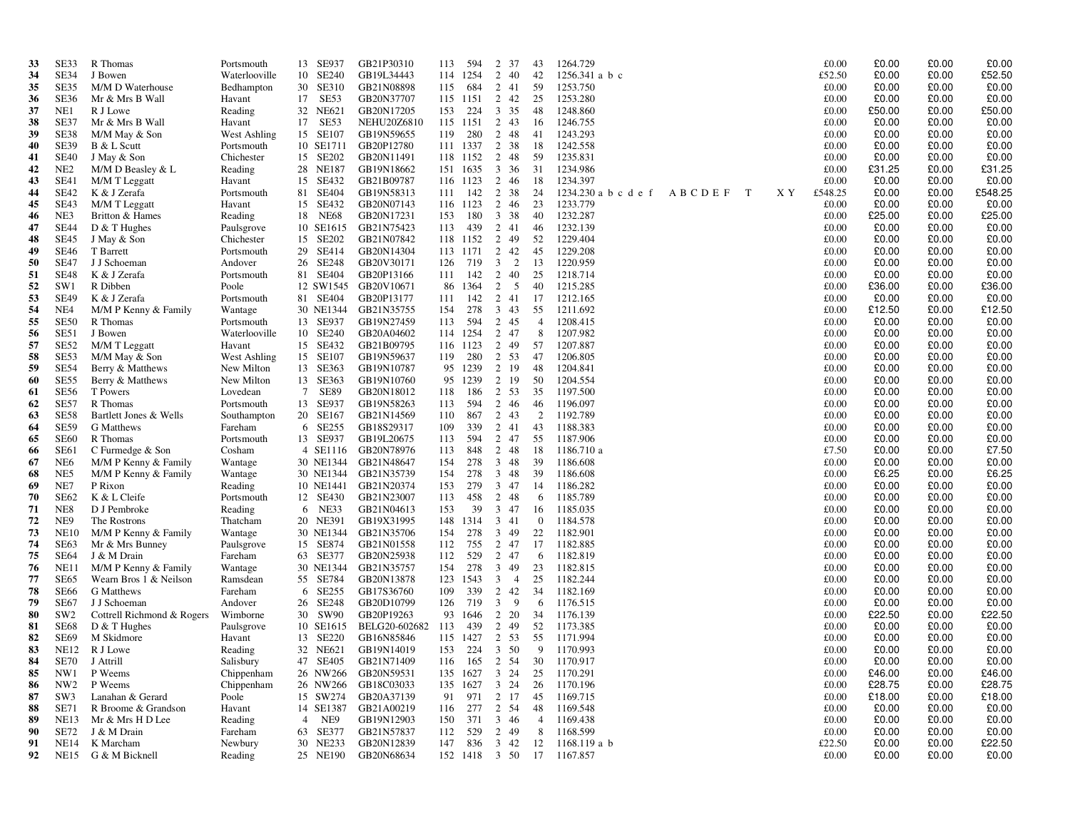| | | | | | | | | | | | | | | | | | | | |
|---|---|---|---|---|---|---|---|---|---|---|---|---|---|---|---|---|---|---|---|
| **33** | SE33 | R Thomas | Portsmouth | 13 | SE937 | GB21P30310 | 113 | 594 | 2 | 37 | 43 | 1264.729 | | | | £0.00 | £0.00 | £0.00 | £0.00 |
| **34** | SE34 | J Bowen | Waterlooville | 10 | SE240 | GB19L34443 | 114 | 1254 | 2 | 40 | 42 | 1256.341 a b c | | | | £52.50 | £0.00 | £0.00 | £52.50 |
| **35** | SE35 | M/M D Waterhouse | Bedhampton | 30 | SE310 | GB21N08898 | 115 | 684 | 2 | 41 | 59 | 1253.750 | | | | £0.00 | £0.00 | £0.00 | £0.00 |
| **36** | SE36 | Mr & Mrs B Wall | Havant | 17 | SE53 | GB20N37707 | 115 | 1151 | 2 | 42 | 25 | 1253.280 | | | | £0.00 | £0.00 | £0.00 | £0.00 |
| **37** | NE1 | R J Lowe | Reading | 32 | NE621 | GB20N17205 | 153 | 224 | 3 | 35 | 48 | 1248.860 | | | | £0.00 | £50.00 | £0.00 | £50.00 |
| **38** | SE37 | Mr & Mrs B Wall | Havant | 17 | SE53 | NEHU20Z6810 | 115 | 1151 | 2 | 43 | 16 | 1246.755 | | | | £0.00 | £0.00 | £0.00 | £0.00 |
| **39** | SE38 | M/M May & Son | West Ashling | 15 | SE107 | GB19N59655 | 119 | 280 | 2 | 48 | 41 | 1243.293 | | | | £0.00 | £0.00 | £0.00 | £0.00 |
| **40** | SE39 | B & L Scutt | Portsmouth | 10 | SE1711 | GB20P12780 | 111 | 1337 | 2 | 38 | 18 | 1242.558 | | | | £0.00 | £0.00 | £0.00 | £0.00 |
| **41** | SE40 | J May & Son | Chichester | 15 | SE202 | GB20N11491 | 118 | 1152 | 2 | 48 | 59 | 1235.831 | | | | £0.00 | £0.00 | £0.00 | £0.00 |
| **42** | NE2 | M/M D Beasley & L | Reading | 28 | NE187 | GB19N18662 | 151 | 1635 | 3 | 36 | 31 | 1234.986 | | | | £0.00 | £31.25 | £0.00 | £31.25 |
| **43** | SE41 | M/M T Leggatt | Havant | 15 | SE432 | GB21B09787 | 116 | 1123 | 2 | 46 | 18 | 1234.397 | | | | £0.00 | £0.00 | £0.00 | £0.00 |
| **44** | SE42 | K & J Zerafa | Portsmouth | 81 | SE404 | GB19N58313 | 111 | 142 | 2 | 38 | 24 | 1234.230 a b c d e f | A B C D E F | T | X Y | £548.25 | £0.00 | £0.00 | £548.25 |
| **45** | SE43 | M/M T Leggatt | Havant | 15 | SE432 | GB20N07143 | 116 | 1123 | 2 | 46 | 23 | 1233.779 | | | | £0.00 | £0.00 | £0.00 | £0.00 |
| **46** | NE3 | Britton & Hames | Reading | 18 | NE68 | GB20N17231 | 153 | 180 | 3 | 38 | 40 | 1232.287 | | | | £0.00 | £25.00 | £0.00 | £25.00 |
| **47** | SE44 | D & T Hughes | Paulsgrove | 10 | SE1615 | GB21N75423 | 113 | 439 | 2 | 41 | 46 | 1232.139 | | | | £0.00 | £0.00 | £0.00 | £0.00 |
| **48** | SE45 | J May & Son | Chichester | 15 | SE202 | GB21N07842 | 118 | 1152 | 2 | 49 | 52 | 1229.404 | | | | £0.00 | £0.00 | £0.00 | £0.00 |
| **49** | SE46 | T Barrett | Portsmouth | 29 | SE414 | GB20N14304 | 113 | 1171 | 2 | 42 | 45 | 1229.208 | | | | £0.00 | £0.00 | £0.00 | £0.00 |
| **50** | SE47 | J J Schoeman | Andover | 26 | SE248 | GB20V30171 | 126 | 719 | 3 | 2 | 13 | 1220.959 | | | | £0.00 | £0.00 | £0.00 | £0.00 |
| **51** | SE48 | K & J Zerafa | Portsmouth | 81 | SE404 | GB20P13166 | 111 | 142 | 2 | 40 | 25 | 1218.714 | | | | £0.00 | £0.00 | £0.00 | £0.00 |
| **52** | SW1 | R Dibben | Poole | 12 | SW1545 | GB20V10671 | 86 | 1364 | 2 | 5 | 40 | 1215.285 | | | | £0.00 | £36.00 | £0.00 | £36.00 |
| **53** | SE49 | K & J Zerafa | Portsmouth | 81 | SE404 | GB20P13177 | 111 | 142 | 2 | 41 | 17 | 1212.165 | | | | £0.00 | £0.00 | £0.00 | £0.00 |
| **54** | NE4 | M/M P Kenny & Family | Wantage | 30 | NE1344 | GB21N35755 | 154 | 278 | 3 | 43 | 55 | 1211.692 | | | | £0.00 | £12.50 | £0.00 | £12.50 |
| **55** | SE50 | R Thomas | Portsmouth | 13 | SE937 | GB19N27459 | 113 | 594 | 2 | 45 | 4 | 1208.415 | | | | £0.00 | £0.00 | £0.00 | £0.00 |
| **56** | SE51 | J Bowen | Waterlooville | 10 | SE240 | GB20A04602 | 114 | 1254 | 2 | 47 | 8 | 1207.982 | | | | £0.00 | £0.00 | £0.00 | £0.00 |
| **57** | SE52 | M/M T Leggatt | Havant | 15 | SE432 | GB21B09795 | 116 | 1123 | 2 | 49 | 57 | 1207.887 | | | | £0.00 | £0.00 | £0.00 | £0.00 |
| **58** | SE53 | M/M May & Son | West Ashling | 15 | SE107 | GB19N59637 | 119 | 280 | 2 | 53 | 47 | 1206.805 | | | | £0.00 | £0.00 | £0.00 | £0.00 |
| **59** | SE54 | Berry & Matthews | New Milton | 13 | SE363 | GB19N10787 | 95 | 1239 | 2 | 19 | 48 | 1204.841 | | | | £0.00 | £0.00 | £0.00 | £0.00 |
| **60** | SE55 | Berry & Matthews | New Milton | 13 | SE363 | GB19N10760 | 95 | 1239 | 2 | 19 | 50 | 1204.554 | | | | £0.00 | £0.00 | £0.00 | £0.00 |
| **61** | SE56 | T Powers | Lovedean | 7 | SE89 | GB20N18012 | 118 | 186 | 2 | 53 | 35 | 1197.500 | | | | £0.00 | £0.00 | £0.00 | £0.00 |
| **62** | SE57 | R Thomas | Portsmouth | 13 | SE937 | GB19N58263 | 113 | 594 | 2 | 46 | 46 | 1196.097 | | | | £0.00 | £0.00 | £0.00 | £0.00 |
| **63** | SE58 | Bartlett Jones & Wells | Southampton | 20 | SE167 | GB21N14569 | 110 | 867 | 2 | 43 | 2 | 1192.789 | | | | £0.00 | £0.00 | £0.00 | £0.00 |
| **64** | SE59 | G Matthews | Fareham | 6 | SE255 | GB18S29317 | 109 | 339 | 2 | 41 | 43 | 1188.383 | | | | £0.00 | £0.00 | £0.00 | £0.00 |
| **65** | SE60 | R Thomas | Portsmouth | 13 | SE937 | GB19L20675 | 113 | 594 | 2 | 47 | 55 | 1187.906 | | | | £0.00 | £0.00 | £0.00 | £0.00 |
| **66** | SE61 | C Furmedge & Son | Cosham | 4 | SE1116 | GB20N78976 | 113 | 848 | 2 | 48 | 18 | 1186.710 a | | | | £7.50 | £0.00 | £0.00 | £7.50 |
| **67** | NE6 | M/M P Kenny & Family | Wantage | 30 | NE1344 | GB21N48647 | 154 | 278 | 3 | 48 | 39 | 1186.608 | | | | £0.00 | £0.00 | £0.00 | £0.00 |
| **68** | NE5 | M/M P Kenny & Family | Wantage | 30 | NE1344 | GB21N35739 | 154 | 278 | 3 | 48 | 39 | 1186.608 | | | | £0.00 | £6.25 | £0.00 | £6.25 |
| **69** | NE7 | P Rixon | Reading | 10 | NE1441 | GB21N20374 | 153 | 279 | 3 | 47 | 14 | 1186.282 | | | | £0.00 | £0.00 | £0.00 | £0.00 |
| **70** | SE62 | K & L Cleife | Portsmouth | 12 | SE430 | GB21N23007 | 113 | 458 | 2 | 48 | 6 | 1185.789 | | | | £0.00 | £0.00 | £0.00 | £0.00 |
| **71** | NE8 | D J Pembroke | Reading | 6 | NE33 | GB21N04613 | 153 | 39 | 3 | 47 | 16 | 1185.035 | | | | £0.00 | £0.00 | £0.00 | £0.00 |
| **72** | NE9 | The Rostrons | Thatcham | 20 | NE391 | GB19X31995 | 148 | 1314 | 3 | 41 | 0 | 1184.578 | | | | £0.00 | £0.00 | £0.00 | £0.00 |
| **73** | NE10 | M/M P Kenny & Family | Wantage | 30 | NE1344 | GB21N35706 | 154 | 278 | 3 | 49 | 22 | 1182.901 | | | | £0.00 | £0.00 | £0.00 | £0.00 |
| **74** | SE63 | Mr & Mrs Bunney | Paulsgrove | 15 | SE874 | GB21N01558 | 112 | 755 | 2 | 47 | 17 | 1182.885 | | | | £0.00 | £0.00 | £0.00 | £0.00 |
| **75** | SE64 | J & M Drain | Fareham | 63 | SE377 | GB20N25938 | 112 | 529 | 2 | 47 | 6 | 1182.819 | | | | £0.00 | £0.00 | £0.00 | £0.00 |
| **76** | NE11 | M/M P Kenny & Family | Wantage | 30 | NE1344 | GB21N35757 | 154 | 278 | 3 | 49 | 23 | 1182.815 | | | | £0.00 | £0.00 | £0.00 | £0.00 |
| **77** | SE65 | Wearn Bros 1 & Neilson | Ramsdean | 55 | SE784 | GB20N13878 | 123 | 1543 | 3 | 4 | 25 | 1182.244 | | | | £0.00 | £0.00 | £0.00 | £0.00 |
| **78** | SE66 | G Matthews | Fareham | 6 | SE255 | GB17S36760 | 109 | 339 | 2 | 42 | 34 | 1182.169 | | | | £0.00 | £0.00 | £0.00 | £0.00 |
| **79** | SE67 | J J Schoeman | Andover | 26 | SE248 | GB20D10799 | 126 | 719 | 3 | 9 | 6 | 1176.515 | | | | £0.00 | £0.00 | £0.00 | £0.00 |
| **80** | SW2 | Cottrell Richmond & Rogers | Wimborne | 30 | SW90 | GB20P19263 | 93 | 1646 | 2 | 20 | 34 | 1176.139 | | | | £0.00 | £22.50 | £0.00 | £22.50 |
| **81** | SE68 | D & T Hughes | Paulsgrove | 10 | SE1615 | BELG20-602682 | 113 | 439 | 2 | 49 | 52 | 1173.385 | | | | £0.00 | £0.00 | £0.00 | £0.00 |
| **82** | SE69 | M Skidmore | Havant | 13 | SE220 | GB16N85846 | 115 | 1427 | 2 | 53 | 55 | 1171.994 | | | | £0.00 | £0.00 | £0.00 | £0.00 |
| **83** | NE12 | R J Lowe | Reading | 32 | NE621 | GB19N14019 | 153 | 224 | 3 | 50 | 9 | 1170.993 | | | | £0.00 | £0.00 | £0.00 | £0.00 |
| **84** | SE70 | J Attrill | Salisbury | 47 | SE405 | GB21N71409 | 116 | 165 | 2 | 54 | 30 | 1170.917 | | | | £0.00 | £0.00 | £0.00 | £0.00 |
| **85** | NW1 | P Weems | Chippenham | 26 | NW266 | GB20N59531 | 135 | 1627 | 3 | 24 | 25 | 1170.291 | | | | £0.00 | £46.00 | £0.00 | £46.00 |
| **86** | NW2 | P Weems | Chippenham | 26 | NW266 | GB18C03033 | 135 | 1627 | 3 | 24 | 26 | 1170.196 | | | | £0.00 | £28.75 | £0.00 | £28.75 |
| **87** | SW3 | Lanahan & Gerard | Poole | 15 | SW274 | GB20A37139 | 91 | 971 | 2 | 17 | 45 | 1169.715 | | | | £0.00 | £18.00 | £0.00 | £18.00 |
| **88** | SE71 | R Broome & Grandson | Havant | 14 | SE1387 | GB21A00219 | 116 | 277 | 2 | 54 | 48 | 1169.548 | | | | £0.00 | £0.00 | £0.00 | £0.00 |
| **89** | NE13 | Mr & Mrs H D Lee | Reading | 4 | NE9 | GB19N12903 | 150 | 371 | 3 | 46 | 4 | 1169.438 | | | | £0.00 | £0.00 | £0.00 | £0.00 |
| **90** | SE72 | J & M Drain | Fareham | 63 | SE377 | GB21N57837 | 112 | 529 | 2 | 49 | 8 | 1168.599 | | | | £0.00 | £0.00 | £0.00 | £0.00 |
| **91** | NE14 | K Marcham | Newbury | 30 | NE233 | GB20N12839 | 147 | 836 | 3 | 42 | 12 | 1168.119 a b | | | | £22.50 | £0.00 | £0.00 | £22.50 |
| **92** | NE15 | G & M Bicknell | Reading | 25 | NE190 | GB20N68634 | 152 | 1418 | 3 | 50 | 17 | 1167.857 | | | | £0.00 | £0.00 | £0.00 | £0.00 |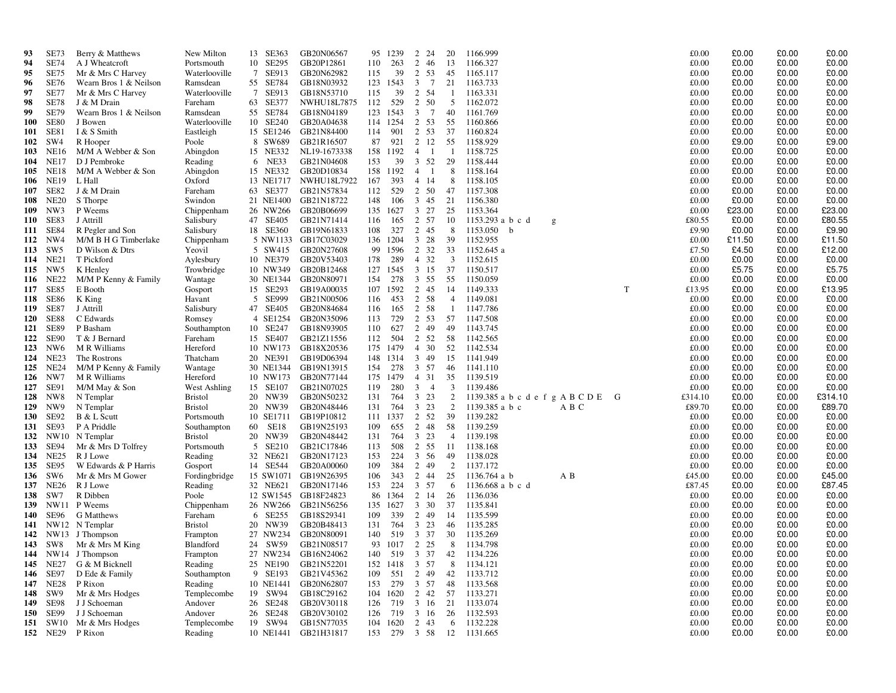| | | | | | | | | | | | | | | | | | | | |
|---|---|---|---|---|---|---|---|---|---|---|---|---|---|---|---|---|---|---|---|
| **93** | SE73 | Berry & Matthews | New Milton | 13 | SE363 | GB20N06567 | 95 | 1239 | 2 | 24 | 20 | 1166.999 | | | | £0.00 | £0.00 | £0.00 | £0.00 |
| **94** | SE74 | A J Wheatcroft | Portsmouth | 10 | SE295 | GB20P12861 | 110 | 263 | 2 | 46 | 13 | 1166.327 | | | | £0.00 | £0.00 | £0.00 | £0.00 |
| **95** | SE75 | Mr & Mrs C Harvey | Waterlooville | 7 | SE913 | GB20N62982 | 115 | 39 | 2 | 53 | 45 | 1165.117 | | | | £0.00 | £0.00 | £0.00 | £0.00 |
| **96** | SE76 | Wearn Bros 1 & Neilson | Ramsdean | 55 | SE784 | GB18N03932 | 123 | 1543 | 3 | 7 | 21 | 1163.733 | | | | £0.00 | £0.00 | £0.00 | £0.00 |
| **97** | SE77 | Mr & Mrs C Harvey | Waterlooville | 7 | SE913 | GB18N53710 | 115 | 39 | 2 | 54 | 1 | 1163.331 | | | | £0.00 | £0.00 | £0.00 | £0.00 |
| **98** | SE78 | J & M Drain | Fareham | 63 | SE377 | NWHU18L7875 | 112 | 529 | 2 | 50 | 5 | 1162.072 | | | | £0.00 | £0.00 | £0.00 | £0.00 |
| **99** | SE79 | Wearn Bros 1 & Neilson | Ramsdean | 55 | SE784 | GB18N04189 | 123 | 1543 | 3 | 7 | 40 | 1161.769 | | | | £0.00 | £0.00 | £0.00 | £0.00 |
| **100** | SE80 | J Bowen | Waterlooville | 10 | SE240 | GB20A04638 | 114 | 1254 | 2 | 53 | 55 | 1160.866 | | | | £0.00 | £0.00 | £0.00 | £0.00 |
| **101** | SE81 | I & S Smith | Eastleigh | 15 | SE1246 | GB21N84400 | 114 | 901 | 2 | 53 | 37 | 1160.824 | | | | £0.00 | £0.00 | £0.00 | £0.00 |
| **102** | SW4 | R Hooper | Poole | 8 | SW689 | GB21R16507 | 87 | 921 | 2 | 12 | 55 | 1158.929 | | | | £0.00 | £9.00 | £0.00 | £9.00 |
| **103** | NE16 | M/M A Webber & Son | Abingdon | 15 | NE332 | NL19-1673338 | 158 | 1192 | 4 | 1 | 1 | 1158.725 | | | | £0.00 | £0.00 | £0.00 | £0.00 |
| **104** | NE17 | D J Pembroke | Reading | 6 | NE33 | GB21N04608 | 153 | 39 | 3 | 52 | 29 | 1158.444 | | | | £0.00 | £0.00 | £0.00 | £0.00 |
| **105** | NE18 | M/M A Webber & Son | Abingdon | 15 | NE332 | GB20D10834 | 158 | 1192 | 4 | 1 | 8 | 1158.164 | | | | £0.00 | £0.00 | £0.00 | £0.00 |
| **106** | NE19 | L Hall | Oxford | 13 | NE1717 | NWHU18L7922 | 167 | 393 | 4 | 14 | 8 | 1158.105 | | | | £0.00 | £0.00 | £0.00 | £0.00 |
| **107** | SE82 | J & M Drain | Fareham | 63 | SE377 | GB21N57834 | 112 | 529 | 2 | 50 | 47 | 1157.308 | | | | £0.00 | £0.00 | £0.00 | £0.00 |
| **108** | NE20 | S Thorpe | Swindon | 21 | NE1400 | GB21N18722 | 148 | 106 | 3 | 45 | 21 | 1156.380 | | | | £0.00 | £0.00 | £0.00 | £0.00 |
| **109** | NW3 | P Weems | Chippenham | 26 | NW266 | GB20B06699 | 135 | 1627 | 3 | 27 | 25 | 1153.364 | | | | £0.00 | £23.00 | £0.00 | £23.00 |
| **110** | SE83 | J Attrill | Salisbury | 47 | SE405 | GB21N71414 | 116 | 165 | 2 | 57 | 10 | 1153.293 | a b c d g | | | £80.55 | £0.00 | £0.00 | £80.55 |
| **111** | SE84 | R Pegler and Son | Salisbury | 18 | SE360 | GB19N61833 | 108 | 327 | 2 | 45 | 8 | 1153.050 | b | | | £9.90 | £0.00 | £0.00 | £9.90 |
| **112** | NW4 | M/M B H G Timberlake | Chippenham | 5 | NW1133 | GB17C03029 | 136 | 1204 | 3 | 28 | 39 | 1152.955 | | | | £0.00 | £11.50 | £0.00 | £11.50 |
| **113** | SW5 | D Wilson & Dtrs | Yeovil | 5 | SW415 | GB20N27608 | 99 | 1596 | 2 | 32 | 33 | 1152.645 | a | | | £7.50 | £4.50 | £0.00 | £12.00 |
| **114** | NE21 | T Pickford | Aylesbury | 10 | NE379 | GB20V53403 | 178 | 289 | 4 | 32 | 3 | 1152.615 | | | | £0.00 | £0.00 | £0.00 | £0.00 |
| **115** | NW5 | K Henley | Trowbridge | 10 | NW349 | GB20B12468 | 127 | 1545 | 3 | 15 | 37 | 1150.517 | | | | £0.00 | £5.75 | £0.00 | £5.75 |
| **116** | NE22 | M/M P Kenny & Family | Wantage | 30 | NE1344 | GB20N80971 | 154 | 278 | 3 | 55 | 55 | 1150.059 | | | | £0.00 | £0.00 | £0.00 | £0.00 |
| **117** | SE85 | E Booth | Gosport | 15 | SE293 | GB19A00035 | 107 | 1592 | 2 | 45 | 14 | 1149.333 | | | T | £13.95 | £0.00 | £0.00 | £13.95 |
| **118** | SE86 | K King | Havant | 5 | SE999 | GB21N00506 | 116 | 453 | 2 | 58 | 4 | 1149.081 | | | | £0.00 | £0.00 | £0.00 | £0.00 |
| **119** | SE87 | J Attrill | Salisbury | 47 | SE405 | GB20N84684 | 116 | 165 | 2 | 58 | 1 | 1147.786 | | | | £0.00 | £0.00 | £0.00 | £0.00 |
| **120** | SE88 | C Edwards | Romsey | 4 | SE1254 | GB20N35096 | 113 | 729 | 2 | 53 | 57 | 1147.508 | | | | £0.00 | £0.00 | £0.00 | £0.00 |
| **121** | SE89 | P Basham | Southampton | 10 | SE247 | GB18N93905 | 110 | 627 | 2 | 49 | 49 | 1143.745 | | | | £0.00 | £0.00 | £0.00 | £0.00 |
| **122** | SE90 | T & J Bernard | Fareham | 15 | SE407 | GB21Z11556 | 112 | 504 | 2 | 52 | 58 | 1142.565 | | | | £0.00 | £0.00 | £0.00 | £0.00 |
| **123** | NW6 | M R Williams | Hereford | 10 | NW173 | GB18X20536 | 175 | 1479 | 4 | 30 | 52 | 1142.534 | | | | £0.00 | £0.00 | £0.00 | £0.00 |
| **124** | NE23 | The Rostrons | Thatcham | 20 | NE391 | GB19D06394 | 148 | 1314 | 3 | 49 | 15 | 1141.949 | | | | £0.00 | £0.00 | £0.00 | £0.00 |
| **125** | NE24 | M/M P Kenny & Family | Wantage | 30 | NE1344 | GB19N13915 | 154 | 278 | 3 | 57 | 46 | 1141.110 | | | | £0.00 | £0.00 | £0.00 | £0.00 |
| **126** | NW7 | M R Williams | Hereford | 10 | NW173 | GB20N77144 | 175 | 1479 | 4 | 31 | 35 | 1139.519 | | | | £0.00 | £0.00 | £0.00 | £0.00 |
| **127** | SE91 | M/M May & Son | West Ashling | 15 | SE107 | GB21N07025 | 119 | 280 | 3 | 4 | 3 | 1139.486 | | | | £0.00 | £0.00 | £0.00 | £0.00 |
| **128** | NW8 | N Templar | Bristol | 20 | NW39 | GB20N50232 | 131 | 764 | 3 | 23 | 2 | 1139.385 | a b c d e f g | A B C D E | G | £314.10 | £0.00 | £0.00 | £314.10 |
| **129** | NW9 | N Templar | Bristol | 20 | NW39 | GB20N48446 | 131 | 764 | 3 | 23 | 2 | 1139.385 | a b c | A B C | | £89.70 | £0.00 | £0.00 | £89.70 |
| **130** | SE92 | B & L Scutt | Portsmouth | 10 | SE1711 | GB19P10812 | 111 | 1337 | 2 | 52 | 39 | 1139.282 | | | | £0.00 | £0.00 | £0.00 | £0.00 |
| **131** | SE93 | P A Priddle | Southampton | 60 | SE18 | GB19N25193 | 109 | 655 | 2 | 48 | 58 | 1139.259 | | | | £0.00 | £0.00 | £0.00 | £0.00 |
| **132** | NW10 | N Templar | Bristol | 20 | NW39 | GB20N48442 | 131 | 764 | 3 | 23 | 4 | 1139.198 | | | | £0.00 | £0.00 | £0.00 | £0.00 |
| **133** | SE94 | Mr & Mrs D Tolfrey | Portsmouth | 5 | SE210 | GB21C17846 | 113 | 508 | 2 | 55 | 11 | 1138.168 | | | | £0.00 | £0.00 | £0.00 | £0.00 |
| **134** | NE25 | R J Lowe | Reading | 32 | NE621 | GB20N17123 | 153 | 224 | 3 | 56 | 49 | 1138.028 | | | | £0.00 | £0.00 | £0.00 | £0.00 |
| **135** | SE95 | W Edwards & P Harris | Gosport | 14 | SE544 | GB20A00060 | 109 | 384 | 2 | 49 | 2 | 1137.172 | | | | £0.00 | £0.00 | £0.00 | £0.00 |
| **136** | SW6 | Mr & Mrs M Gower | Fordingbridge | 15 | SW1071 | GB19N26395 | 106 | 343 | 2 | 44 | 25 | 1136.764 | a b | A B | | £45.00 | £0.00 | £0.00 | £45.00 |
| **137** | NE26 | R J Lowe | Reading | 32 | NE621 | GB20N17146 | 153 | 224 | 3 | 57 | 6 | 1136.668 | a b c d | | | £87.45 | £0.00 | £0.00 | £87.45 |
| **138** | SW7 | R Dibben | Poole | 12 | SW1545 | GB18F24823 | 86 | 1364 | 2 | 14 | 26 | 1136.036 | | | | £0.00 | £0.00 | £0.00 | £0.00 |
| **139** | NW11 | P Weems | Chippenham | 26 | NW266 | GB21N56256 | 135 | 1627 | 3 | 30 | 37 | 1135.841 | | | | £0.00 | £0.00 | £0.00 | £0.00 |
| **140** | SE96 | G Matthews | Fareham | 6 | SE255 | GB18S29341 | 109 | 339 | 2 | 49 | 14 | 1135.599 | | | | £0.00 | £0.00 | £0.00 | £0.00 |
| **141** | NW12 | N Templar | Bristol | 20 | NW39 | GB20B48413 | 131 | 764 | 3 | 23 | 46 | 1135.285 | | | | £0.00 | £0.00 | £0.00 | £0.00 |
| **142** | NW13 | J Thompson | Frampton | 27 | NW234 | GB20N80091 | 140 | 519 | 3 | 37 | 30 | 1135.269 | | | | £0.00 | £0.00 | £0.00 | £0.00 |
| **143** | SW8 | Mr & Mrs M King | Blandford | 24 | SW59 | GB21N08517 | 93 | 1017 | 2 | 25 | 8 | 1134.798 | | | | £0.00 | £0.00 | £0.00 | £0.00 |
| **144** | NW14 | J Thompson | Frampton | 27 | NW234 | GB16N24062 | 140 | 519 | 3 | 37 | 42 | 1134.226 | | | | £0.00 | £0.00 | £0.00 | £0.00 |
| **145** | NE27 | G & M Bicknell | Reading | 25 | NE190 | GB21N52201 | 152 | 1418 | 3 | 57 | 8 | 1134.121 | | | | £0.00 | £0.00 | £0.00 | £0.00 |
| **146** | SE97 | D Ede & Family | Southampton | 9 | SE193 | GB21V45362 | 109 | 551 | 2 | 49 | 42 | 1133.712 | | | | £0.00 | £0.00 | £0.00 | £0.00 |
| **147** | NE28 | P Rixon | Reading | 10 | NE1441 | GB20N62807 | 153 | 279 | 3 | 57 | 48 | 1133.568 | | | | £0.00 | £0.00 | £0.00 | £0.00 |
| **148** | SW9 | Mr & Mrs Hodges | Templecombe | 19 | SW94 | GB18C29162 | 104 | 1620 | 2 | 42 | 57 | 1133.271 | | | | £0.00 | £0.00 | £0.00 | £0.00 |
| **149** | SE98 | J J Schoeman | Andover | 26 | SE248 | GB20V30118 | 126 | 719 | 3 | 16 | 21 | 1133.074 | | | | £0.00 | £0.00 | £0.00 | £0.00 |
| **150** | SE99 | J J Schoeman | Andover | 26 | SE248 | GB20V30102 | 126 | 719 | 3 | 16 | 26 | 1132.593 | | | | £0.00 | £0.00 | £0.00 | £0.00 |
| **151** | SW10 | Mr & Mrs Hodges | Templecombe | 19 | SW94 | GB15N77035 | 104 | 1620 | 2 | 43 | 6 | 1132.228 | | | | £0.00 | £0.00 | £0.00 | £0.00 |
| **152** | NE29 | P Rixon | Reading | 10 | NE1441 | GB21H31817 | 153 | 279 | 3 | 58 | 12 | 1131.665 | | | | £0.00 | £0.00 | £0.00 | £0.00 |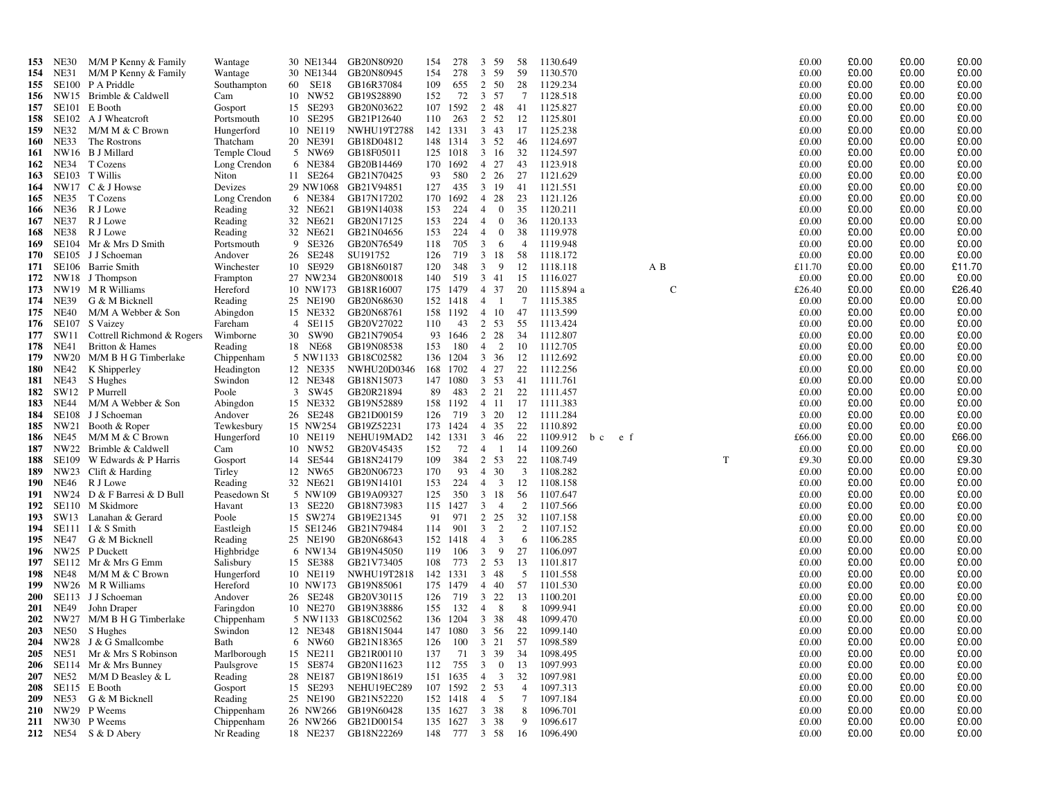| | | | | | | | | | | | | | | | | | | | |
|---|---|---|---|---|---|---|---|---|---|---|---|---|---|---|---|---|---|---|---|
| **153** | NE30 | M/M P Kenny & Family | Wantage | 30 | NE1344 | GB20N80920 | 154 | 278 | 3 | 59 | 58 | 1130.649 | | | | £0.00 | £0.00 | £0.00 | £0.00 |
| **154** | NE31 | M/M P Kenny & Family | Wantage | 30 | NE1344 | GB20N80945 | 154 | 278 | 3 | 59 | 59 | 1130.570 | | | | £0.00 | £0.00 | £0.00 | £0.00 |
| **155** | SE100 | P A Priddle | Southampton | 60 | SE18 | GB16R37084 | 109 | 655 | 2 | 50 | 28 | 1129.234 | | | | £0.00 | £0.00 | £0.00 | £0.00 |
| **156** | NW15 | Brimble & Caldwell | Cam | 10 | NW52 | GB19S28890 | 152 | 72 | 3 | 57 | 7 | 1128.518 | | | | £0.00 | £0.00 | £0.00 | £0.00 |
| **157** | SE101 | E Booth | Gosport | 15 | SE293 | GB20N03622 | 107 | 1592 | 2 | 48 | 41 | 1125.827 | | | | £0.00 | £0.00 | £0.00 | £0.00 |
| **158** | SE102 | A J Wheatcroft | Portsmouth | 10 | SE295 | GB21P12640 | 110 | 263 | 2 | 52 | 12 | 1125.801 | | | | £0.00 | £0.00 | £0.00 | £0.00 |
| **159** | NE32 | M/M M & C Brown | Hungerford | 10 | NE119 | NWHU19T2788 | 142 | 1331 | 3 | 43 | 17 | 1125.238 | | | | £0.00 | £0.00 | £0.00 | £0.00 |
| **160** | NE33 | The Rostrons | Thatcham | 20 | NE391 | GB18D04812 | 148 | 1314 | 3 | 52 | 46 | 1124.697 | | | | £0.00 | £0.00 | £0.00 | £0.00 |
| **161** | NW16 | B J Millard | Temple Cloud | 5 | NW69 | GB18F05011 | 125 | 1018 | 3 | 16 | 32 | 1124.597 | | | | £0.00 | £0.00 | £0.00 | £0.00 |
| **162** | NE34 | T Cozens | Long Crendon | 6 | NE384 | GB20B14469 | 170 | 1692 | 4 | 27 | 43 | 1123.918 | | | | £0.00 | £0.00 | £0.00 | £0.00 |
| **163** | SE103 | T Willis | Niton | 11 | SE264 | GB21N70425 | 93 | 580 | 2 | 26 | 27 | 1121.629 | | | | £0.00 | £0.00 | £0.00 | £0.00 |
| **164** | NW17 | C & J Howse | Devizes | 29 | NW1068 | GB21V94851 | 127 | 435 | 3 | 19 | 41 | 1121.551 | | | | £0.00 | £0.00 | £0.00 | £0.00 |
| **165** | NE35 | T Cozens | Long Crendon | 6 | NE384 | GB17N17202 | 170 | 1692 | 4 | 28 | 23 | 1121.126 | | | | £0.00 | £0.00 | £0.00 | £0.00 |
| **166** | NE36 | R J Lowe | Reading | 32 | NE621 | GB19N14038 | 153 | 224 | 4 | 0 | 35 | 1120.211 | | | | £0.00 | £0.00 | £0.00 | £0.00 |
| **167** | NE37 | R J Lowe | Reading | 32 | NE621 | GB20N17125 | 153 | 224 | 4 | 0 | 36 | 1120.133 | | | | £0.00 | £0.00 | £0.00 | £0.00 |
| **168** | NE38 | R J Lowe | Reading | 32 | NE621 | GB21N04656 | 153 | 224 | 4 | 0 | 38 | 1119.978 | | | | £0.00 | £0.00 | £0.00 | £0.00 |
| **169** | SE104 | Mr & Mrs D Smith | Portsmouth | 9 | SE326 | GB20N76549 | 118 | 705 | 3 | 6 | 4 | 1119.948 | | | | £0.00 | £0.00 | £0.00 | £0.00 |
| **170** | SE105 | J J Schoeman | Andover | 26 | SE248 | SU191752 | 126 | 719 | 3 | 18 | 58 | 1118.172 | | | | £0.00 | £0.00 | £0.00 | £0.00 |
| **171** | SE106 | Barrie Smith | Winchester | 10 | SE929 | GB18N60187 | 120 | 348 | 3 | 9 | 12 | 1118.118 | | A B | | £11.70 | £0.00 | £0.00 | £11.70 |
| **172** | NW18 | J Thompson | Frampton | 27 | NW234 | GB20N80018 | 140 | 519 | 3 | 41 | 15 | 1116.027 | | | | £0.00 | £0.00 | £0.00 | £0.00 |
| **173** | NW19 | M R Williams | Hereford | 10 | NW173 | GB18R16007 | 175 | 1479 | 4 | 37 | 20 | 1115.894 a | | C | | £26.40 | £0.00 | £0.00 | £26.40 |
| **174** | NE39 | G & M Bicknell | Reading | 25 | NE190 | GB20N68630 | 152 | 1418 | 4 | 1 | 7 | 1115.385 | | | | £0.00 | £0.00 | £0.00 | £0.00 |
| **175** | NE40 | M/M A Webber & Son | Abingdon | 15 | NE332 | GB20N68761 | 158 | 1192 | 4 | 10 | 47 | 1113.599 | | | | £0.00 | £0.00 | £0.00 | £0.00 |
| **176** | SE107 | S Vaizey | Fareham | 4 | SE115 | GB20V27022 | 110 | 43 | 2 | 53 | 55 | 1113.424 | | | | £0.00 | £0.00 | £0.00 | £0.00 |
| **177** | SW11 | Cottrell Richmond & Rogers | Wimborne | 30 | SW90 | GB21N79054 | 93 | 1646 | 2 | 28 | 34 | 1112.807 | | | | £0.00 | £0.00 | £0.00 | £0.00 |
| **178** | NE41 | Britton & Hames | Reading | 18 | NE68 | GB19N08538 | 153 | 180 | 4 | 2 | 10 | 1112.705 | | | | £0.00 | £0.00 | £0.00 | £0.00 |
| **179** | NW20 | M/M B H G Timberlake | Chippenham | 5 | NW1133 | GB18C02582 | 136 | 1204 | 3 | 36 | 12 | 1112.692 | | | | £0.00 | £0.00 | £0.00 | £0.00 |
| **180** | NE42 | K Shipperley | Headington | 12 | NE335 | NWHU20D0346 | 168 | 1702 | 4 | 27 | 22 | 1112.256 | | | | £0.00 | £0.00 | £0.00 | £0.00 |
| **181** | NE43 | S Hughes | Swindon | 12 | NE348 | GB18N15073 | 147 | 1080 | 3 | 53 | 41 | 1111.761 | | | | £0.00 | £0.00 | £0.00 | £0.00 |
| **182** | SW12 | P Murrell | Poole | 3 | SW45 | GB20R21894 | 89 | 483 | 2 | 21 | 22 | 1111.457 | | | | £0.00 | £0.00 | £0.00 | £0.00 |
| **183** | NE44 | M/M A Webber & Son | Abingdon | 15 | NE332 | GB19N52889 | 158 | 1192 | 4 | 11 | 17 | 1111.383 | | | | £0.00 | £0.00 | £0.00 | £0.00 |
| **184** | SE108 | J J Schoeman | Andover | 26 | SE248 | GB21D00159 | 126 | 719 | 3 | 20 | 12 | 1111.284 | | | | £0.00 | £0.00 | £0.00 | £0.00 |
| **185** | NW21 | Booth & Roper | Tewkesbury | 15 | NW254 | GB19Z52231 | 173 | 1424 | 4 | 35 | 22 | 1110.892 | | | | £0.00 | £0.00 | £0.00 | £0.00 |
| **186** | NE45 | M/M M & C Brown | Hungerford | 10 | NE119 | NEHU19MAD2 | 142 | 1331 | 3 | 46 | 22 | 1109.912 | b c e f | | | £66.00 | £0.00 | £0.00 | £66.00 |
| **187** | NW22 | Brimble & Caldwell | Cam | 10 | NW52 | GB20V45435 | 152 | 72 | 4 | 1 | 14 | 1109.260 | | | | £0.00 | £0.00 | £0.00 | £0.00 |
| **188** | SE109 | W Edwards & P Harris | Gosport | 14 | SE544 | GB18N24179 | 109 | 384 | 2 | 53 | 22 | 1108.749 | | | T | £9.30 | £0.00 | £0.00 | £9.30 |
| **189** | NW23 | Clift & Harding | Tirley | 12 | NW65 | GB20N06723 | 170 | 93 | 4 | 30 | 3 | 1108.282 | | | | £0.00 | £0.00 | £0.00 | £0.00 |
| **190** | NE46 | R J Lowe | Reading | 32 | NE621 | GB19N14101 | 153 | 224 | 4 | 3 | 12 | 1108.158 | | | | £0.00 | £0.00 | £0.00 | £0.00 |
| **191** | NW24 | D & F Barresi & D Bull | Peasedown St | 5 | NW109 | GB19A09327 | 125 | 350 | 3 | 18 | 56 | 1107.647 | | | | £0.00 | £0.00 | £0.00 | £0.00 |
| **192** | SE110 | M Skidmore | Havant | 13 | SE220 | GB18N73983 | 115 | 1427 | 3 | 4 | 2 | 1107.566 | | | | £0.00 | £0.00 | £0.00 | £0.00 |
| **193** | SW13 | Lanahan & Gerard | Poole | 15 | SW274 | GB19E21345 | 91 | 971 | 2 | 25 | 32 | 1107.158 | | | | £0.00 | £0.00 | £0.00 | £0.00 |
| **194** | SE111 | I & S Smith | Eastleigh | 15 | SE1246 | GB21N79484 | 114 | 901 | 3 | 2 | 2 | 1107.152 | | | | £0.00 | £0.00 | £0.00 | £0.00 |
| **195** | NE47 | G & M Bicknell | Reading | 25 | NE190 | GB20N68643 | 152 | 1418 | 4 | 3 | 6 | 1106.285 | | | | £0.00 | £0.00 | £0.00 | £0.00 |
| **196** | NW25 | P Duckett | Highbridge | 6 | NW134 | GB19N45050 | 119 | 106 | 3 | 9 | 27 | 1106.097 | | | | £0.00 | £0.00 | £0.00 | £0.00 |
| **197** | SE112 | Mr & Mrs G Emm | Salisbury | 15 | SE388 | GB21V73405 | 108 | 773 | 2 | 53 | 13 | 1101.817 | | | | £0.00 | £0.00 | £0.00 | £0.00 |
| **198** | NE48 | M/M M & C Brown | Hungerford | 10 | NE119 | NWHU19T2818 | 142 | 1331 | 3 | 48 | 5 | 1101.558 | | | | £0.00 | £0.00 | £0.00 | £0.00 |
| **199** | NW26 | M R Williams | Hereford | 10 | NW173 | GB19N85061 | 175 | 1479 | 4 | 40 | 57 | 1101.530 | | | | £0.00 | £0.00 | £0.00 | £0.00 |
| **200** | SE113 | J J Schoeman | Andover | 26 | SE248 | GB20V30115 | 126 | 719 | 3 | 22 | 13 | 1100.201 | | | | £0.00 | £0.00 | £0.00 | £0.00 |
| **201** | NE49 | John Draper | Faringdon | 10 | NE270 | GB19N38886 | 155 | 132 | 4 | 8 | 8 | 1099.941 | | | | £0.00 | £0.00 | £0.00 | £0.00 |
| **202** | NW27 | M/M B H G Timberlake | Chippenham | 5 | NW1133 | GB18C02562 | 136 | 1204 | 3 | 38 | 48 | 1099.470 | | | | £0.00 | £0.00 | £0.00 | £0.00 |
| **203** | NE50 | S Hughes | Swindon | 12 | NE348 | GB18N15044 | 147 | 1080 | 3 | 56 | 22 | 1099.140 | | | | £0.00 | £0.00 | £0.00 | £0.00 |
| **204** | NW28 | J & G Smallcombe | Bath | 6 | NW60 | GB21N18365 | 126 | 100 | 3 | 21 | 57 | 1098.589 | | | | £0.00 | £0.00 | £0.00 | £0.00 |
| **205** | NE51 | Mr & Mrs S Robinson | Marlborough | 15 | NE211 | GB21R00110 | 137 | 71 | 3 | 39 | 34 | 1098.495 | | | | £0.00 | £0.00 | £0.00 | £0.00 |
| **206** | SE114 | Mr & Mrs Bunney | Paulsgrove | 15 | SE874 | GB20N11623 | 112 | 755 | 3 | 0 | 13 | 1097.993 | | | | £0.00 | £0.00 | £0.00 | £0.00 |
| **207** | NE52 | M/M D Beasley & L | Reading | 28 | NE187 | GB19N18619 | 151 | 1635 | 4 | 3 | 32 | 1097.981 | | | | £0.00 | £0.00 | £0.00 | £0.00 |
| **208** | SE115 | E Booth | Gosport | 15 | SE293 | NEHU19EC289 | 107 | 1592 | 2 | 53 | 4 | 1097.313 | | | | £0.00 | £0.00 | £0.00 | £0.00 |
| **209** | NE53 | G & M Bicknell | Reading | 25 | NE190 | GB21N52220 | 152 | 1418 | 4 | 5 | 7 | 1097.184 | | | | £0.00 | £0.00 | £0.00 | £0.00 |
| **210** | NW29 | P Weems | Chippenham | 26 | NW266 | GB19N60428 | 135 | 1627 | 3 | 38 | 8 | 1096.701 | | | | £0.00 | £0.00 | £0.00 | £0.00 |
| **211** | NW30 | P Weems | Chippenham | 26 | NW266 | GB21D00154 | 135 | 1627 | 3 | 38 | 9 | 1096.617 | | | | £0.00 | £0.00 | £0.00 | £0.00 |
| **212** | NE54 | S & D Abery | Nr Reading | 18 | NE237 | GB18N22269 | 148 | 777 | 3 | 58 | 16 | 1096.490 | | | | £0.00 | £0.00 | £0.00 | £0.00 |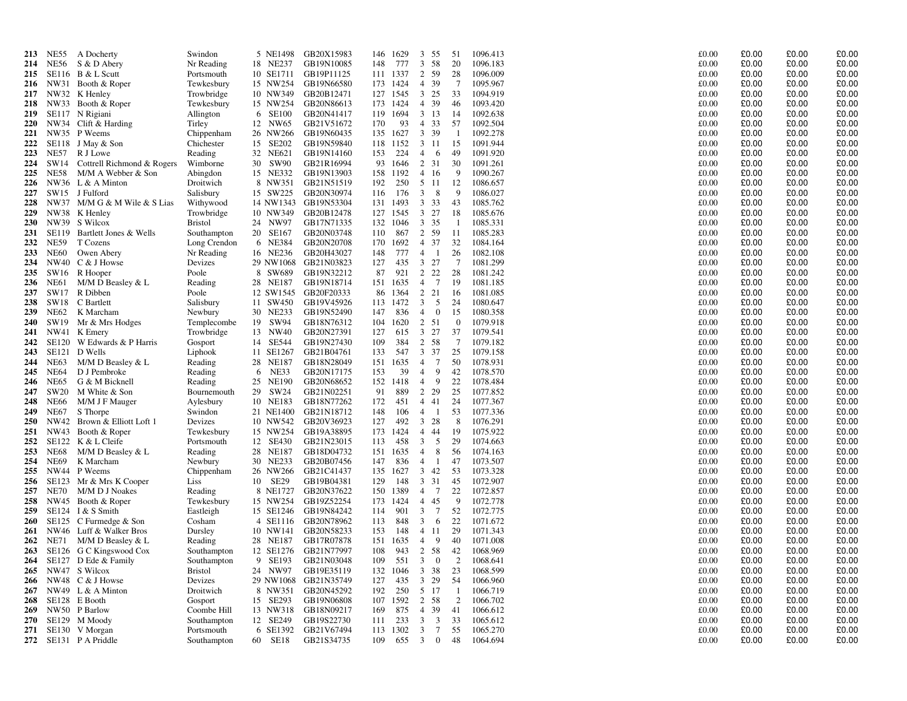| | | | | | | | | | | | | | | | |
|---|---|---|---|---|---|---|---|---|---|---|---|---|---|---|---|
| **213** | NE55 | A Docherty | Swindon | 5 NE1498 | GB20X15983 | 146 | 1629 | 3 | 55 | 51 | 1096.413 | £0.00 | £0.00 | £0.00 | £0.00 |
| **214** | NE56 | S & D Abery | Nr Reading | 18 NE237 | GB19N10085 | 148 | 777 | 3 | 58 | 20 | 1096.183 | £0.00 | £0.00 | £0.00 | £0.00 |
| **215** | SE116 | B & L Scutt | Portsmouth | 10 SE1711 | GB19P11125 | 111 | 1337 | 2 | 59 | 28 | 1096.009 | £0.00 | £0.00 | £0.00 | £0.00 |
| **216** | NW31 | Booth & Roper | Tewkesbury | 15 NW254 | GB19N66580 | 173 | 1424 | 4 | 39 | 7 | 1095.967 | £0.00 | £0.00 | £0.00 | £0.00 |
| **217** | NW32 | K Henley | Trowbridge | 10 NW349 | GB20B12471 | 127 | 1545 | 3 | 25 | 33 | 1094.919 | £0.00 | £0.00 | £0.00 | £0.00 |
| **218** | NW33 | Booth & Roper | Tewkesbury | 15 NW254 | GB20N86613 | 173 | 1424 | 4 | 39 | 46 | 1093.420 | £0.00 | £0.00 | £0.00 | £0.00 |
| **219** | SE117 | N Rigiani | Allington | 6 SE100 | GB20N41417 | 119 | 1694 | 3 | 13 | 14 | 1092.638 | £0.00 | £0.00 | £0.00 | £0.00 |
| **220** | NW34 | Clift & Harding | Tirley | 12 NW65 | GB21V51672 | 170 | 93 | 4 | 33 | 57 | 1092.504 | £0.00 | £0.00 | £0.00 | £0.00 |
| **221** | NW35 | P Weems | Chippenham | 26 NW266 | GB19N60435 | 135 | 1627 | 3 | 39 | 1 | 1092.278 | £0.00 | £0.00 | £0.00 | £0.00 |
| **222** | SE118 | J May & Son | Chichester | 15 SE202 | GB19N59840 | 118 | 1152 | 3 | 11 | 15 | 1091.944 | £0.00 | £0.00 | £0.00 | £0.00 |
| **223** | NE57 | R J Lowe | Reading | 32 NE621 | GB19N14160 | 153 | 224 | 4 | 6 | 49 | 1091.920 | £0.00 | £0.00 | £0.00 | £0.00 |
| **224** | SW14 | Cottrell Richmond & Rogers | Wimborne | 30 SW90 | GB21R16994 | 93 | 1646 | 2 | 31 | 30 | 1091.261 | £0.00 | £0.00 | £0.00 | £0.00 |
| **225** | NE58 | M/M A Webber & Son | Abingdon | 15 NE332 | GB19N13903 | 158 | 1192 | 4 | 16 | 9 | 1090.267 | £0.00 | £0.00 | £0.00 | £0.00 |
| **226** | NW36 | L & A Minton | Droitwich | 8 NW351 | GB21N51519 | 192 | 250 | 5 | 11 | 12 | 1086.657 | £0.00 | £0.00 | £0.00 | £0.00 |
| **227** | SW15 | J Fulford | Salisbury | 15 SW225 | GB20N30974 | 116 | 176 | 3 | 8 | 9 | 1086.027 | £0.00 | £0.00 | £0.00 | £0.00 |
| **228** | NW37 | M/M G & M Wile & S Lias | Withywood | 14 NW1343 | GB19N53304 | 131 | 1493 | 3 | 33 | 43 | 1085.762 | £0.00 | £0.00 | £0.00 | £0.00 |
| **229** | NW38 | K Henley | Trowbridge | 10 NW349 | GB20B12478 | 127 | 1545 | 3 | 27 | 18 | 1085.676 | £0.00 | £0.00 | £0.00 | £0.00 |
| **230** | NW39 | S Wilcox | Bristol | 24 NW97 | GB17N71335 | 132 | 1046 | 3 | 35 | 1 | 1085.331 | £0.00 | £0.00 | £0.00 | £0.00 |
| **231** | SE119 | Bartlett Jones & Wells | Southampton | 20 SE167 | GB20N03748 | 110 | 867 | 2 | 59 | 11 | 1085.283 | £0.00 | £0.00 | £0.00 | £0.00 |
| **232** | NE59 | T Cozens | Long Crendon | 6 NE384 | GB20N20708 | 170 | 1692 | 4 | 37 | 32 | 1084.164 | £0.00 | £0.00 | £0.00 | £0.00 |
| **233** | NE60 | Owen Abery | Nr Reading | 16 NE236 | GB20H43027 | 148 | 777 | 4 | 1 | 26 | 1082.108 | £0.00 | £0.00 | £0.00 | £0.00 |
| **234** | NW40 | C & J Howse | Devizes | 29 NW1068 | GB21N03823 | 127 | 435 | 3 | 27 | 7 | 1081.299 | £0.00 | £0.00 | £0.00 | £0.00 |
| **235** | SW16 | R Hooper | Poole | 8 SW689 | GB19N32212 | 87 | 921 | 2 | 22 | 28 | 1081.242 | £0.00 | £0.00 | £0.00 | £0.00 |
| **236** | NE61 | M/M D Beasley & L | Reading | 28 NE187 | GB19N18714 | 151 | 1635 | 4 | 7 | 19 | 1081.185 | £0.00 | £0.00 | £0.00 | £0.00 |
| **237** | SW17 | R Dibben | Poole | 12 SW1545 | GB20F20333 | 86 | 1364 | 2 | 21 | 16 | 1081.085 | £0.00 | £0.00 | £0.00 | £0.00 |
| **238** | SW18 | C Bartlett | Salisbury | 11 SW450 | GB19V45926 | 113 | 1472 | 3 | 5 | 24 | 1080.647 | £0.00 | £0.00 | £0.00 | £0.00 |
| **239** | NE62 | K Marcham | Newbury | 30 NE233 | GB19N52490 | 147 | 836 | 4 | 0 | 15 | 1080.358 | £0.00 | £0.00 | £0.00 | £0.00 |
| **240** | SW19 | Mr & Mrs Hodges | Templecombe | 19 SW94 | GB18N76312 | 104 | 1620 | 2 | 51 | 0 | 1079.918 | £0.00 | £0.00 | £0.00 | £0.00 |
| **241** | NW41 | K Emery | Trowbridge | 13 NW40 | GB20N27391 | 127 | 615 | 3 | 27 | 37 | 1079.541 | £0.00 | £0.00 | £0.00 | £0.00 |
| **242** | SE120 | W Edwards & P Harris | Gosport | 14 SE544 | GB19N27430 | 109 | 384 | 2 | 58 | 7 | 1079.182 | £0.00 | £0.00 | £0.00 | £0.00 |
| **243** | SE121 | D Wells | Liphook | 11 SE1267 | GB21B04761 | 133 | 547 | 3 | 37 | 25 | 1079.158 | £0.00 | £0.00 | £0.00 | £0.00 |
| **244** | NE63 | M/M D Beasley & L | Reading | 28 NE187 | GB18N28049 | 151 | 1635 | 4 | 7 | 50 | 1078.931 | £0.00 | £0.00 | £0.00 | £0.00 |
| **245** | NE64 | D J Pembroke | Reading | 6 NE33 | GB20N17175 | 153 | 39 | 4 | 9 | 42 | 1078.570 | £0.00 | £0.00 | £0.00 | £0.00 |
| **246** | NE65 | G & M Bicknell | Reading | 25 NE190 | GB20N68652 | 152 | 1418 | 4 | 9 | 22 | 1078.484 | £0.00 | £0.00 | £0.00 | £0.00 |
| **247** | SW20 | M White & Son | Bournemouth | 29 SW24 | GB21N02251 | 91 | 889 | 2 | 29 | 25 | 1077.852 | £0.00 | £0.00 | £0.00 | £0.00 |
| **248** | NE66 | M/M J F Mauger | Aylesbury | 10 NE183 | GB18N77262 | 172 | 451 | 4 | 41 | 24 | 1077.367 | £0.00 | £0.00 | £0.00 | £0.00 |
| **249** | NE67 | S Thorpe | Swindon | 21 NE1400 | GB21N18712 | 148 | 106 | 4 | 1 | 53 | 1077.336 | £0.00 | £0.00 | £0.00 | £0.00 |
| **250** | NW42 | Brown & Elliott Loft 1 | Devizes | 10 NW542 | GB20V36923 | 127 | 492 | 3 | 28 | 8 | 1076.291 | £0.00 | £0.00 | £0.00 | £0.00 |
| **251** | NW43 | Booth & Roper | Tewkesbury | 15 NW254 | GB19A38895 | 173 | 1424 | 4 | 44 | 19 | 1075.922 | £0.00 | £0.00 | £0.00 | £0.00 |
| **252** | SE122 | K & L Cleife | Portsmouth | 12 SE430 | GB21N23015 | 113 | 458 | 3 | 5 | 29 | 1074.663 | £0.00 | £0.00 | £0.00 | £0.00 |
| **253** | NE68 | M/M D Beasley & L | Reading | 28 NE187 | GB18D04732 | 151 | 1635 | 4 | 8 | 56 | 1074.163 | £0.00 | £0.00 | £0.00 | £0.00 |
| **254** | NE69 | K Marcham | Newbury | 30 NE233 | GB20B07456 | 147 | 836 | 4 | 1 | 47 | 1073.507 | £0.00 | £0.00 | £0.00 | £0.00 |
| **255** | NW44 | P Weems | Chippenham | 26 NW266 | GB21C41437 | 135 | 1627 | 3 | 42 | 53 | 1073.328 | £0.00 | £0.00 | £0.00 | £0.00 |
| **256** | SE123 | Mr & Mrs K Cooper | Liss | 10 SE29 | GB19B04381 | 129 | 148 | 3 | 31 | 45 | 1072.907 | £0.00 | £0.00 | £0.00 | £0.00 |
| **257** | NE70 | M/M D J Noakes | Reading | 8 NE1727 | GB20N37622 | 150 | 1389 | 4 | 7 | 22 | 1072.857 | £0.00 | £0.00 | £0.00 | £0.00 |
| **258** | NW45 | Booth & Roper | Tewkesbury | 15 NW254 | GB19Z52254 | 173 | 1424 | 4 | 45 | 9 | 1072.778 | £0.00 | £0.00 | £0.00 | £0.00 |
| **259** | SE124 | I & S Smith | Eastleigh | 15 SE1246 | GB19N84242 | 114 | 901 | 3 | 7 | 52 | 1072.775 | £0.00 | £0.00 | £0.00 | £0.00 |
| **260** | SE125 | C Furmedge & Son | Cosham | 4 SE1116 | GB20N78962 | 113 | 848 | 3 | 6 | 22 | 1071.672 | £0.00 | £0.00 | £0.00 | £0.00 |
| **261** | NW46 | Luff & Walker Bros | Dursley | 10 NW141 | GB20N58233 | 153 | 148 | 4 | 11 | 29 | 1071.343 | £0.00 | £0.00 | £0.00 | £0.00 |
| **262** | NE71 | M/M D Beasley & L | Reading | 28 NE187 | GB17R07878 | 151 | 1635 | 4 | 9 | 40 | 1071.008 | £0.00 | £0.00 | £0.00 | £0.00 |
| **263** | SE126 | G C Kingswood Cox | Southampton | 12 SE1276 | GB21N77997 | 108 | 943 | 2 | 58 | 42 | 1068.969 | £0.00 | £0.00 | £0.00 | £0.00 |
| **264** | SE127 | D Ede & Family | Southampton | 9 SE193 | GB21N03048 | 109 | 551 | 3 | 0 | 2 | 1068.641 | £0.00 | £0.00 | £0.00 | £0.00 |
| **265** | NW47 | S Wilcox | Bristol | 24 NW97 | GB19E35119 | 132 | 1046 | 3 | 38 | 23 | 1068.599 | £0.00 | £0.00 | £0.00 | £0.00 |
| **266** | NW48 | C & J Howse | Devizes | 29 NW1068 | GB21N35749 | 127 | 435 | 3 | 29 | 54 | 1066.960 | £0.00 | £0.00 | £0.00 | £0.00 |
| **267** | NW49 | L & A Minton | Droitwich | 8 NW351 | GB20N45292 | 192 | 250 | 5 | 17 | 1 | 1066.719 | £0.00 | £0.00 | £0.00 | £0.00 |
| **268** | SE128 | E Booth | Gosport | 15 SE293 | GB19N06808 | 107 | 1592 | 2 | 58 | 2 | 1066.702 | £0.00 | £0.00 | £0.00 | £0.00 |
| **269** | NW50 | P Barlow | Coombe Hill | 13 NW318 | GB18N09217 | 169 | 875 | 4 | 39 | 41 | 1066.612 | £0.00 | £0.00 | £0.00 | £0.00 |
| **270** | SE129 | M Moody | Southampton | 12 SE249 | GB19S22730 | 111 | 233 | 3 | 3 | 33 | 1065.612 | £0.00 | £0.00 | £0.00 | £0.00 |
| **271** | SE130 | V Morgan | Portsmouth | 6 SE1392 | GB21V67494 | 113 | 1302 | 3 | 7 | 55 | 1065.270 | £0.00 | £0.00 | £0.00 | £0.00 |
| **272** | SE131 | P A Priddle | Southampton | 60 SE18 | GB21S34735 | 109 | 655 | 3 | 0 | 48 | 1064.694 | £0.00 | £0.00 | £0.00 | £0.00 |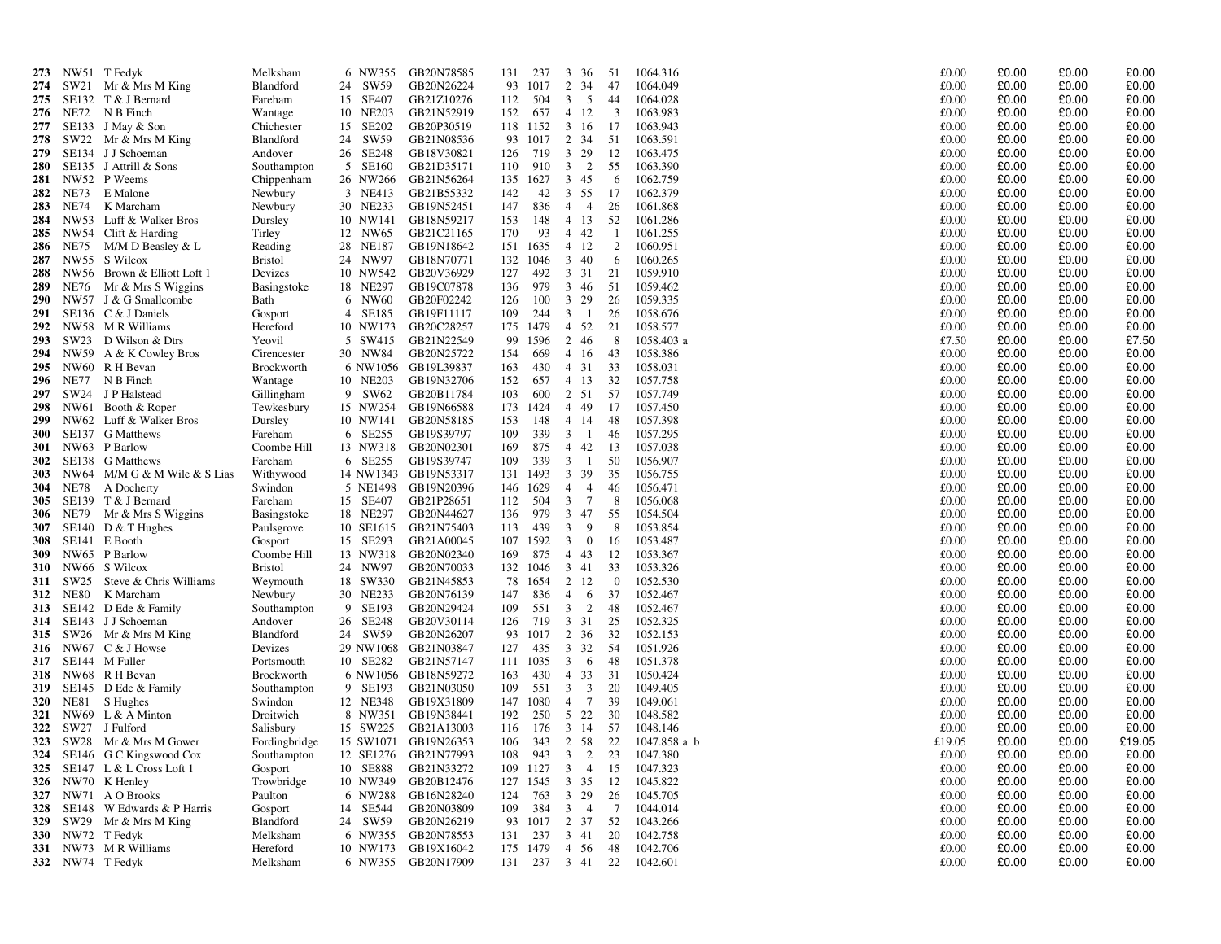| | | | | | | | | | | | | | | | | | |
|---|---|---|---|---|---|---|---|---|---|---|---|---|---|---|---|---|---|
| 273 | NW51 | T Fedyk | Melksham | 6 | NW355 | GB20N78585 | 131 | 237 | 3 | 36 | 51 | 1064.316 | £0.00 | £0.00 | £0.00 | £0.00 |
| 274 | SW21 | Mr & Mrs M King | Blandford | 24 | SW59 | GB20N26224 | 93 | 1017 | 2 | 34 | 47 | 1064.049 | £0.00 | £0.00 | £0.00 | £0.00 |
| 275 | SE132 | T & J Bernard | Fareham | 15 | SE407 | GB21Z10276 | 112 | 504 | 3 | 5 | 44 | 1064.028 | £0.00 | £0.00 | £0.00 | £0.00 |
| 276 | NE72 | N B Finch | Wantage | 10 | NE203 | GB21N52919 | 152 | 657 | 4 | 12 | 3 | 1063.983 | £0.00 | £0.00 | £0.00 | £0.00 |
| 277 | SE133 | J May & Son | Chichester | 15 | SE202 | GB20P30519 | 118 | 1152 | 3 | 16 | 17 | 1063.943 | £0.00 | £0.00 | £0.00 | £0.00 |
| 278 | SW22 | Mr & Mrs M King | Blandford | 24 | SW59 | GB21N08536 | 93 | 1017 | 2 | 34 | 51 | 1063.591 | £0.00 | £0.00 | £0.00 | £0.00 |
| 279 | SE134 | J J Schoeman | Andover | 26 | SE248 | GB18V30821 | 126 | 719 | 3 | 29 | 12 | 1063.475 | £0.00 | £0.00 | £0.00 | £0.00 |
| 280 | SE135 | J Attrill & Sons | Southampton | 5 | SE160 | GB21D35171 | 110 | 910 | 3 | 2 | 55 | 1063.390 | £0.00 | £0.00 | £0.00 | £0.00 |
| 281 | NW52 | P Weems | Chippenham | 26 | NW266 | GB21N56264 | 135 | 1627 | 3 | 45 | 6 | 1062.759 | £0.00 | £0.00 | £0.00 | £0.00 |
| 282 | NE73 | E Malone | Newbury | 3 | NE413 | GB21B55332 | 142 | 42 | 3 | 55 | 17 | 1062.379 | £0.00 | £0.00 | £0.00 | £0.00 |
| 283 | NE74 | K Marcham | Newbury | 30 | NE233 | GB19N52451 | 147 | 836 | 4 | 4 | 26 | 1061.868 | £0.00 | £0.00 | £0.00 | £0.00 |
| 284 | NW53 | Luff & Walker Bros | Dursley | 10 | NW141 | GB18N59217 | 153 | 148 | 4 | 13 | 52 | 1061.286 | £0.00 | £0.00 | £0.00 | £0.00 |
| 285 | NW54 | Clift & Harding | Tirley | 12 | NW65 | GB21C21165 | 170 | 93 | 4 | 42 | 1 | 1061.255 | £0.00 | £0.00 | £0.00 | £0.00 |
| 286 | NE75 | M/M D Beasley & L | Reading | 28 | NE187 | GB19N18642 | 151 | 1635 | 4 | 12 | 2 | 1060.951 | £0.00 | £0.00 | £0.00 | £0.00 |
| 287 | NW55 | S Wilcox | Bristol | 24 | NW97 | GB18N70771 | 132 | 1046 | 3 | 40 | 6 | 1060.265 | £0.00 | £0.00 | £0.00 | £0.00 |
| 288 | NW56 | Brown & Elliott Loft 1 | Devizes | 10 | NW542 | GB20V36929 | 127 | 492 | 3 | 31 | 21 | 1059.910 | £0.00 | £0.00 | £0.00 | £0.00 |
| 289 | NE76 | Mr & Mrs S Wiggins | Basingstoke | 18 | NE297 | GB19C07878 | 136 | 979 | 3 | 46 | 51 | 1059.462 | £0.00 | £0.00 | £0.00 | £0.00 |
| 290 | NW57 | J & G Smallcombe | Bath | 6 | NW60 | GB20F02242 | 126 | 100 | 3 | 29 | 26 | 1059.335 | £0.00 | £0.00 | £0.00 | £0.00 |
| 291 | SE136 | C & J Daniels | Gosport | 4 | SE185 | GB19F11117 | 109 | 244 | 3 | 1 | 26 | 1058.676 | £0.00 | £0.00 | £0.00 | £0.00 |
| 292 | NW58 | M R Williams | Hereford | 10 | NW173 | GB20C28257 | 175 | 1479 | 4 | 52 | 21 | 1058.577 | £0.00 | £0.00 | £0.00 | £0.00 |
| 293 | SW23 | D Wilson & Dtrs | Yeovil | 5 | SW415 | GB21N22549 | 99 | 1596 | 2 | 46 | 8 | 1058.403 a | £7.50 | £0.00 | £0.00 | £7.50 |
| 294 | NW59 | A & K Cowley Bros | Cirencester | 30 | NW84 | GB20N25722 | 154 | 669 | 4 | 16 | 43 | 1058.386 | £0.00 | £0.00 | £0.00 | £0.00 |
| 295 | NW60 | R H Bevan | Brockworth | 6 | NW1056 | GB19L39837 | 163 | 430 | 4 | 31 | 33 | 1058.031 | £0.00 | £0.00 | £0.00 | £0.00 |
| 296 | NE77 | N B Finch | Wantage | 10 | NE203 | GB19N32706 | 152 | 657 | 4 | 13 | 32 | 1057.758 | £0.00 | £0.00 | £0.00 | £0.00 |
| 297 | SW24 | J P Halstead | Gillingham | 9 | SW62 | GB20B11784 | 103 | 600 | 2 | 51 | 57 | 1057.749 | £0.00 | £0.00 | £0.00 | £0.00 |
| 298 | NW61 | Booth & Roper | Tewkesbury | 15 | NW254 | GB19N66588 | 173 | 1424 | 4 | 49 | 17 | 1057.450 | £0.00 | £0.00 | £0.00 | £0.00 |
| 299 | NW62 | Luff & Walker Bros | Dursley | 10 | NW141 | GB20N58185 | 153 | 148 | 4 | 14 | 48 | 1057.398 | £0.00 | £0.00 | £0.00 | £0.00 |
| 300 | SE137 | G Matthews | Fareham | 6 | SE255 | GB19S39797 | 109 | 339 | 3 | 1 | 46 | 1057.295 | £0.00 | £0.00 | £0.00 | £0.00 |
| 301 | NW63 | P Barlow | Coombe Hill | 13 | NW318 | GB20N02301 | 169 | 875 | 4 | 42 | 13 | 1057.038 | £0.00 | £0.00 | £0.00 | £0.00 |
| 302 | SE138 | G Matthews | Fareham | 6 | SE255 | GB19S39747 | 109 | 339 | 3 | 1 | 50 | 1056.907 | £0.00 | £0.00 | £0.00 | £0.00 |
| 303 | NW64 | M/M G & M Wile & S Lias | Withywood | 14 | NW1343 | GB19N53317 | 131 | 1493 | 3 | 39 | 35 | 1056.755 | £0.00 | £0.00 | £0.00 | £0.00 |
| 304 | NE78 | A Docherty | Swindon | 5 | NE1498 | GB19N20396 | 146 | 1629 | 4 | 4 | 46 | 1056.471 | £0.00 | £0.00 | £0.00 | £0.00 |
| 305 | SE139 | T & J Bernard | Fareham | 15 | SE407 | GB21P28651 | 112 | 504 | 3 | 7 | 8 | 1056.068 | £0.00 | £0.00 | £0.00 | £0.00 |
| 306 | NE79 | Mr & Mrs S Wiggins | Basingstoke | 18 | NE297 | GB20N44627 | 136 | 979 | 3 | 47 | 55 | 1054.504 | £0.00 | £0.00 | £0.00 | £0.00 |
| 307 | SE140 | D & T Hughes | Paulsgrove | 10 | SE1615 | GB21N75403 | 113 | 439 | 3 | 9 | 8 | 1053.854 | £0.00 | £0.00 | £0.00 | £0.00 |
| 308 | SE141 | E Booth | Gosport | 15 | SE293 | GB21A00045 | 107 | 1592 | 3 | 0 | 16 | 1053.487 | £0.00 | £0.00 | £0.00 | £0.00 |
| 309 | NW65 | P Barlow | Coombe Hill | 13 | NW318 | GB20N02340 | 169 | 875 | 4 | 43 | 12 | 1053.367 | £0.00 | £0.00 | £0.00 | £0.00 |
| 310 | NW66 | S Wilcox | Bristol | 24 | NW97 | GB20N70033 | 132 | 1046 | 3 | 41 | 33 | 1053.326 | £0.00 | £0.00 | £0.00 | £0.00 |
| 311 | SW25 | Steve & Chris Williams | Weymouth | 18 | SW330 | GB21N45853 | 78 | 1654 | 2 | 12 | 0 | 1052.530 | £0.00 | £0.00 | £0.00 | £0.00 |
| 312 | NE80 | K Marcham | Newbury | 30 | NE233 | GB20N76139 | 147 | 836 | 4 | 6 | 37 | 1052.467 | £0.00 | £0.00 | £0.00 | £0.00 |
| 313 | SE142 | D Ede & Family | Southampton | 9 | SE193 | GB20N29424 | 109 | 551 | 3 | 2 | 48 | 1052.467 | £0.00 | £0.00 | £0.00 | £0.00 |
| 314 | SE143 | J J Schoeman | Andover | 26 | SE248 | GB20V30114 | 126 | 719 | 3 | 31 | 25 | 1052.325 | £0.00 | £0.00 | £0.00 | £0.00 |
| 315 | SW26 | Mr & Mrs M King | Blandford | 24 | SW59 | GB20N26207 | 93 | 1017 | 2 | 36 | 32 | 1052.153 | £0.00 | £0.00 | £0.00 | £0.00 |
| 316 | NW67 | C & J Howse | Devizes | 29 | NW1068 | GB21N03847 | 127 | 435 | 3 | 32 | 54 | 1051.926 | £0.00 | £0.00 | £0.00 | £0.00 |
| 317 | SE144 | M Fuller | Portsmouth | 10 | SE282 | GB21N57147 | 111 | 1035 | 3 | 6 | 48 | 1051.378 | £0.00 | £0.00 | £0.00 | £0.00 |
| 318 | NW68 | R H Bevan | Brockworth | 6 | NW1056 | GB18N59272 | 163 | 430 | 4 | 33 | 31 | 1050.424 | £0.00 | £0.00 | £0.00 | £0.00 |
| 319 | SE145 | D Ede & Family | Southampton | 9 | SE193 | GB21N03050 | 109 | 551 | 3 | 3 | 20 | 1049.405 | £0.00 | £0.00 | £0.00 | £0.00 |
| 320 | NE81 | S Hughes | Swindon | 12 | NE348 | GB19X31809 | 147 | 1080 | 4 | 7 | 39 | 1049.061 | £0.00 | £0.00 | £0.00 | £0.00 |
| 321 | NW69 | L & A Minton | Droitwich | 8 | NW351 | GB19N38441 | 192 | 250 | 5 | 22 | 30 | 1048.582 | £0.00 | £0.00 | £0.00 | £0.00 |
| 322 | SW27 | J Fulford | Salisbury | 15 | SW225 | GB21A13003 | 116 | 176 | 3 | 14 | 57 | 1048.146 | £0.00 | £0.00 | £0.00 | £0.00 |
| 323 | SW28 | Mr & Mrs M Gower | Fordingbridge | 15 | SW1071 | GB19N26353 | 106 | 343 | 2 | 58 | 22 | 1047.858 a b | £19.05 | £0.00 | £0.00 | £19.05 |
| 324 | SE146 | G C Kingswood Cox | Southampton | 12 | SE1276 | GB21N77993 | 108 | 943 | 3 | 2 | 23 | 1047.380 | £0.00 | £0.00 | £0.00 | £0.00 |
| 325 | SE147 | L & L Cross Loft 1 | Gosport | 10 | SE888 | GB21N33272 | 109 | 1127 | 3 | 4 | 15 | 1047.323 | £0.00 | £0.00 | £0.00 | £0.00 |
| 326 | NW70 | K Henley | Trowbridge | 10 | NW349 | GB20B12476 | 127 | 1545 | 3 | 35 | 12 | 1045.822 | £0.00 | £0.00 | £0.00 | £0.00 |
| 327 | NW71 | A O Brooks | Paulton | 6 | NW288 | GB16N28240 | 124 | 763 | 3 | 29 | 26 | 1045.705 | £0.00 | £0.00 | £0.00 | £0.00 |
| 328 | SE148 | W Edwards & P Harris | Gosport | 14 | SE544 | GB20N03809 | 109 | 384 | 3 | 4 | 7 | 1044.014 | £0.00 | £0.00 | £0.00 | £0.00 |
| 329 | SW29 | Mr & Mrs M King | Blandford | 24 | SW59 | GB20N26219 | 93 | 1017 | 2 | 37 | 52 | 1043.266 | £0.00 | £0.00 | £0.00 | £0.00 |
| 330 | NW72 | T Fedyk | Melksham | 6 | NW355 | GB20N78553 | 131 | 237 | 3 | 41 | 20 | 1042.758 | £0.00 | £0.00 | £0.00 | £0.00 |
| 331 | NW73 | M R Williams | Hereford | 10 | NW173 | GB19X16042 | 175 | 1479 | 4 | 56 | 48 | 1042.706 | £0.00 | £0.00 | £0.00 | £0.00 |
| 332 | NW74 | T Fedyk | Melksham | 6 | NW355 | GB20N17909 | 131 | 237 | 3 | 41 | 22 | 1042.601 | £0.00 | £0.00 | £0.00 | £0.00 |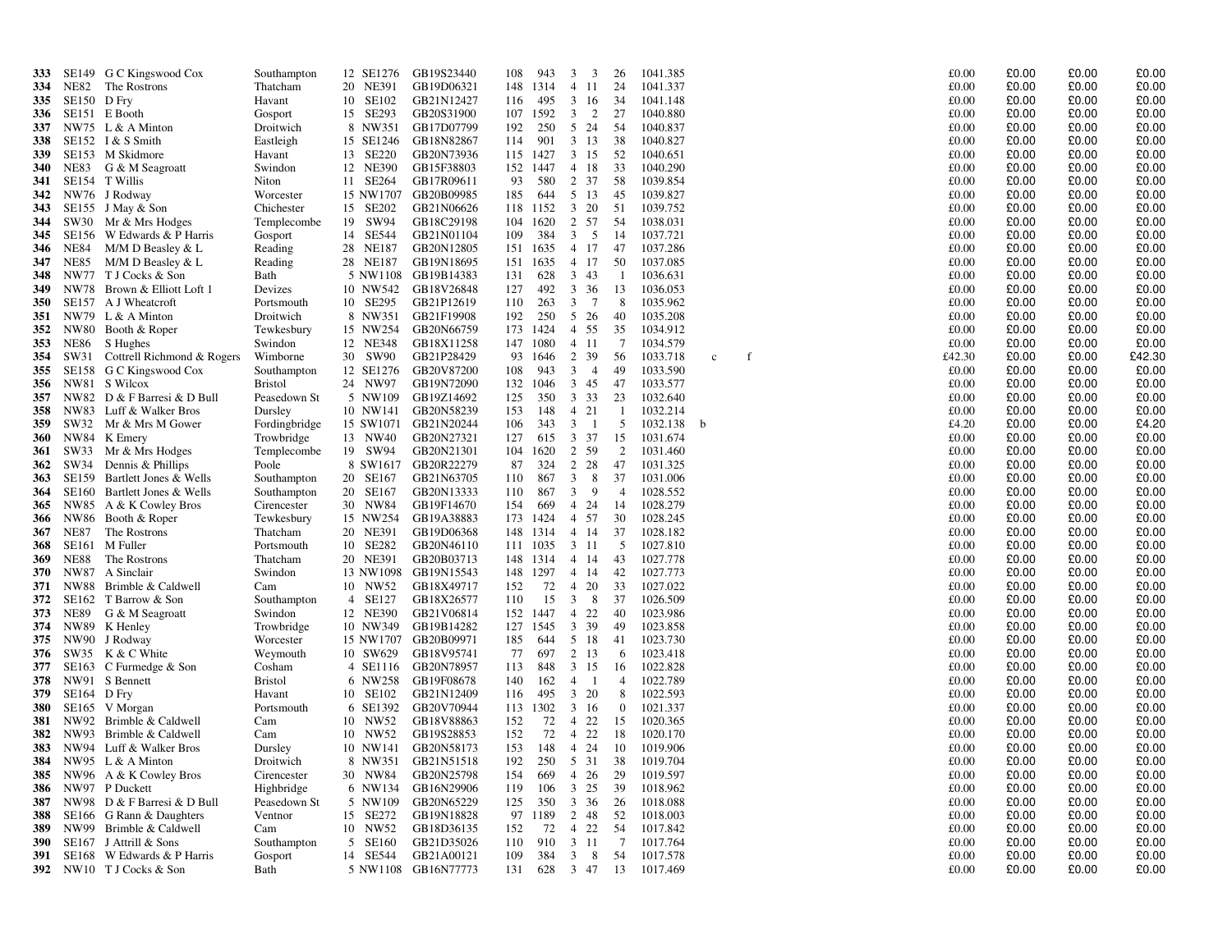| | | | | | | | | | | | | | | | | | |
|---|---|---|---|---|---|---|---|---|---|---|---|---|---|---|---|---|---|
| **333** | SE149 | G C Kingswood Cox | Southampton | 12 SE1276 | GB19S23440 | 108 | 943 | 3 | 3 | 26 | 1041.385 | | | £0.00 | £0.00 | £0.00 | £0.00 |
| **334** | NE82 | The Rostrons | Thatcham | 20 NE391 | GB19D06321 | 148 | 1314 | 4 | 11 | 24 | 1041.337 | | | £0.00 | £0.00 | £0.00 | £0.00 |
| **335** | SE150 | D Fry | Havant | 10 SE102 | GB21N12427 | 116 | 495 | 3 | 16 | 34 | 1041.148 | | | £0.00 | £0.00 | £0.00 | £0.00 |
| **336** | SE151 | E Booth | Gosport | 15 SE293 | GB20S31900 | 107 | 1592 | 3 | 2 | 27 | 1040.880 | | | £0.00 | £0.00 | £0.00 | £0.00 |
| **337** | NW75 | L & A Minton | Droitwich | 8 NW351 | GB17D07799 | 192 | 250 | 5 | 24 | 54 | 1040.837 | | | £0.00 | £0.00 | £0.00 | £0.00 |
| **338** | SE152 | I & S Smith | Eastleigh | 15 SE1246 | GB18N82867 | 114 | 901 | 3 | 13 | 38 | 1040.827 | | | £0.00 | £0.00 | £0.00 | £0.00 |
| **339** | SE153 | M Skidmore | Havant | 13 SE220 | GB20N73936 | 115 | 1427 | 3 | 15 | 52 | 1040.651 | | | £0.00 | £0.00 | £0.00 | £0.00 |
| **340** | NE83 | G & M Seagroatt | Swindon | 12 NE390 | GB15F38803 | 152 | 1447 | 4 | 18 | 33 | 1040.290 | | | £0.00 | £0.00 | £0.00 | £0.00 |
| **341** | SE154 | T Willis | Niton | 11 SE264 | GB17R09611 | 93 | 580 | 2 | 37 | 58 | 1039.854 | | | £0.00 | £0.00 | £0.00 | £0.00 |
| **342** | NW76 | J Rodway | Worcester | 15 NW1707 | GB20B09985 | 185 | 644 | 5 | 13 | 45 | 1039.827 | | | £0.00 | £0.00 | £0.00 | £0.00 |
| **343** | SE155 | J May & Son | Chichester | 15 SE202 | GB21N06626 | 118 | 1152 | 3 | 20 | 51 | 1039.752 | | | £0.00 | £0.00 | £0.00 | £0.00 |
| **344** | SW30 | Mr & Mrs Hodges | Templecombe | 19 SW94 | GB18C29198 | 104 | 1620 | 2 | 57 | 54 | 1038.031 | | | £0.00 | £0.00 | £0.00 | £0.00 |
| **345** | SE156 | W Edwards & P Harris | Gosport | 14 SE544 | GB21N01104 | 109 | 384 | 3 | 5 | 14 | 1037.721 | | | £0.00 | £0.00 | £0.00 | £0.00 |
| **346** | NE84 | M/M D Beasley & L | Reading | 28 NE187 | GB20N12805 | 151 | 1635 | 4 | 17 | 47 | 1037.286 | | | £0.00 | £0.00 | £0.00 | £0.00 |
| **347** | NE85 | M/M D Beasley & L | Reading | 28 NE187 | GB19N18695 | 151 | 1635 | 4 | 17 | 50 | 1037.085 | | | £0.00 | £0.00 | £0.00 | £0.00 |
| **348** | NW77 | T J Cocks & Son | Bath | 5 NW1108 | GB19B14383 | 131 | 628 | 3 | 43 | 1 | 1036.631 | | | £0.00 | £0.00 | £0.00 | £0.00 |
| **349** | NW78 | Brown & Elliott Loft 1 | Devizes | 10 NW542 | GB18V26848 | 127 | 492 | 3 | 36 | 13 | 1036.053 | | | £0.00 | £0.00 | £0.00 | £0.00 |
| **350** | SE157 | A J Wheatcroft | Portsmouth | 10 SE295 | GB21P12619 | 110 | 263 | 3 | 7 | 8 | 1035.962 | | | £0.00 | £0.00 | £0.00 | £0.00 |
| **351** | NW79 | L & A Minton | Droitwich | 8 NW351 | GB21F19908 | 192 | 250 | 5 | 26 | 40 | 1035.208 | | | £0.00 | £0.00 | £0.00 | £0.00 |
| **352** | NW80 | Booth & Roper | Tewkesbury | 15 NW254 | GB20N66759 | 173 | 1424 | 4 | 55 | 35 | 1034.912 | | | £0.00 | £0.00 | £0.00 | £0.00 |
| **353** | NE86 | S Hughes | Swindon | 12 NE348 | GB18X11258 | 147 | 1080 | 4 | 11 | 7 | 1034.579 | | | £0.00 | £0.00 | £0.00 | £0.00 |
| **354** | SW31 | Cottrell Richmond & Rogers | Wimborne | 30 SW90 | GB21P28429 | 93 | 1646 | 2 | 39 | 56 | 1033.718 | c | f | £42.30 | £0.00 | £0.00 | £42.30 |
| **355** | SE158 | G C Kingswood Cox | Southampton | 12 SE1276 | GB20V87200 | 108 | 943 | 3 | 4 | 49 | 1033.590 | | | £0.00 | £0.00 | £0.00 | £0.00 |
| **356** | NW81 | S Wilcox | Bristol | 24 NW97 | GB19N72090 | 132 | 1046 | 3 | 45 | 47 | 1033.577 | | | £0.00 | £0.00 | £0.00 | £0.00 |
| **357** | NW82 | D & F Barresi & D Bull | Peasedown St | 5 NW109 | GB19Z14692 | 125 | 350 | 3 | 33 | 23 | 1032.640 | | | £0.00 | £0.00 | £0.00 | £0.00 |
| **358** | NW83 | Luff & Walker Bros | Dursley | 10 NW141 | GB20N58239 | 153 | 148 | 4 | 21 | 1 | 1032.214 | | | £0.00 | £0.00 | £0.00 | £0.00 |
| **359** | SW32 | Mr & Mrs M Gower | Fordingbridge | 15 SW1071 | GB21N20244 | 106 | 343 | 3 | 1 | 5 | 1032.138 | b | | £4.20 | £0.00 | £0.00 | £4.20 |
| **360** | NW84 | K Emery | Trowbridge | 13 NW40 | GB20N27321 | 127 | 615 | 3 | 37 | 15 | 1031.674 | | | £0.00 | £0.00 | £0.00 | £0.00 |
| **361** | SW33 | Mr & Mrs Hodges | Templecombe | 19 SW94 | GB20N21301 | 104 | 1620 | 2 | 59 | 2 | 1031.460 | | | £0.00 | £0.00 | £0.00 | £0.00 |
| **362** | SW34 | Dennis & Phillips | Poole | 8 SW1617 | GB20R22279 | 87 | 324 | 2 | 28 | 47 | 1031.325 | | | £0.00 | £0.00 | £0.00 | £0.00 |
| **363** | SE159 | Bartlett Jones & Wells | Southampton | 20 SE167 | GB21N63705 | 110 | 867 | 3 | 8 | 37 | 1031.006 | | | £0.00 | £0.00 | £0.00 | £0.00 |
| **364** | SE160 | Bartlett Jones & Wells | Southampton | 20 SE167 | GB20N13333 | 110 | 867 | 3 | 9 | 4 | 1028.552 | | | £0.00 | £0.00 | £0.00 | £0.00 |
| **365** | NW85 | A & K Cowley Bros | Cirencester | 30 NW84 | GB19F14670 | 154 | 669 | 4 | 24 | 14 | 1028.279 | | | £0.00 | £0.00 | £0.00 | £0.00 |
| **366** | NW86 | Booth & Roper | Tewkesbury | 15 NW254 | GB19A38883 | 173 | 1424 | 4 | 57 | 30 | 1028.245 | | | £0.00 | £0.00 | £0.00 | £0.00 |
| **367** | NE87 | The Rostrons | Thatcham | 20 NE391 | GB19D06368 | 148 | 1314 | 4 | 14 | 37 | 1028.182 | | | £0.00 | £0.00 | £0.00 | £0.00 |
| **368** | SE161 | M Fuller | Portsmouth | 10 SE282 | GB20N46110 | 111 | 1035 | 3 | 11 | 5 | 1027.810 | | | £0.00 | £0.00 | £0.00 | £0.00 |
| **369** | NE88 | The Rostrons | Thatcham | 20 NE391 | GB20B03713 | 148 | 1314 | 4 | 14 | 43 | 1027.778 | | | £0.00 | £0.00 | £0.00 | £0.00 |
| **370** | NW87 | A Sinclair | Swindon | 13 NW1098 | GB19N15543 | 148 | 1297 | 4 | 14 | 42 | 1027.773 | | | £0.00 | £0.00 | £0.00 | £0.00 |
| **371** | NW88 | Brimble & Caldwell | Cam | 10 NW52 | GB18X49717 | 152 | 72 | 4 | 20 | 33 | 1027.022 | | | £0.00 | £0.00 | £0.00 | £0.00 |
| **372** | SE162 | T Barrow & Son | Southampton | 4 SE127 | GB18X26577 | 110 | 15 | 3 | 8 | 37 | 1026.509 | | | £0.00 | £0.00 | £0.00 | £0.00 |
| **373** | NE89 | G & M Seagroatt | Swindon | 12 NE390 | GB21V06814 | 152 | 1447 | 4 | 22 | 40 | 1023.986 | | | £0.00 | £0.00 | £0.00 | £0.00 |
| **374** | NW89 | K Henley | Trowbridge | 10 NW349 | GB19B14282 | 127 | 1545 | 3 | 39 | 49 | 1023.858 | | | £0.00 | £0.00 | £0.00 | £0.00 |
| **375** | NW90 | J Rodway | Worcester | 15 NW1707 | GB20B09971 | 185 | 644 | 5 | 18 | 41 | 1023.730 | | | £0.00 | £0.00 | £0.00 | £0.00 |
| **376** | SW35 | K & C White | Weymouth | 10 SW629 | GB18V95741 | 77 | 697 | 2 | 13 | 6 | 1023.418 | | | £0.00 | £0.00 | £0.00 | £0.00 |
| **377** | SE163 | C Furmedge & Son | Cosham | 4 SE1116 | GB20N78957 | 113 | 848 | 3 | 15 | 16 | 1022.828 | | | £0.00 | £0.00 | £0.00 | £0.00 |
| **378** | NW91 | S Bennett | Bristol | 6 NW258 | GB19F08678 | 140 | 162 | 4 | 1 | 4 | 1022.789 | | | £0.00 | £0.00 | £0.00 | £0.00 |
| **379** | SE164 | D Fry | Havant | 10 SE102 | GB21N12409 | 116 | 495 | 3 | 20 | 8 | 1022.593 | | | £0.00 | £0.00 | £0.00 | £0.00 |
| **380** | SE165 | V Morgan | Portsmouth | 6 SE1392 | GB20V70944 | 113 | 1302 | 3 | 16 | 0 | 1021.337 | | | £0.00 | £0.00 | £0.00 | £0.00 |
| **381** | NW92 | Brimble & Caldwell | Cam | 10 NW52 | GB18V88863 | 152 | 72 | 4 | 22 | 15 | 1020.365 | | | £0.00 | £0.00 | £0.00 | £0.00 |
| **382** | NW93 | Brimble & Caldwell | Cam | 10 NW52 | GB19S28853 | 152 | 72 | 4 | 22 | 18 | 1020.170 | | | £0.00 | £0.00 | £0.00 | £0.00 |
| **383** | NW94 | Luff & Walker Bros | Dursley | 10 NW141 | GB20N58173 | 153 | 148 | 4 | 24 | 10 | 1019.906 | | | £0.00 | £0.00 | £0.00 | £0.00 |
| **384** | NW95 | L & A Minton | Droitwich | 8 NW351 | GB21N51518 | 192 | 250 | 5 | 31 | 38 | 1019.704 | | | £0.00 | £0.00 | £0.00 | £0.00 |
| **385** | NW96 | A & K Cowley Bros | Cirencester | 30 NW84 | GB20N25798 | 154 | 669 | 4 | 26 | 29 | 1019.597 | | | £0.00 | £0.00 | £0.00 | £0.00 |
| **386** | NW97 | P Duckett | Highbridge | 6 NW134 | GB16N29906 | 119 | 106 | 3 | 25 | 39 | 1018.962 | | | £0.00 | £0.00 | £0.00 | £0.00 |
| **387** | NW98 | D & F Barresi & D Bull | Peasedown St | 5 NW109 | GB20N65229 | 125 | 350 | 3 | 36 | 26 | 1018.088 | | | £0.00 | £0.00 | £0.00 | £0.00 |
| **388** | SE166 | G Rann & Daughters | Ventnor | 15 SE272 | GB19N18828 | 97 | 1189 | 2 | 48 | 52 | 1018.003 | | | £0.00 | £0.00 | £0.00 | £0.00 |
| **389** | NW99 | Brimble & Caldwell | Cam | 10 NW52 | GB18D36135 | 152 | 72 | 4 | 22 | 54 | 1017.842 | | | £0.00 | £0.00 | £0.00 | £0.00 |
| **390** | SE167 | J Attrill & Sons | Southampton | 5 SE160 | GB21D35026 | 110 | 910 | 3 | 11 | 7 | 1017.764 | | | £0.00 | £0.00 | £0.00 | £0.00 |
| **391** | SE168 | W Edwards & P Harris | Gosport | 14 SE544 | GB21A00121 | 109 | 384 | 3 | 8 | 54 | 1017.578 | | | £0.00 | £0.00 | £0.00 | £0.00 |
| **392** | NW10 | T J Cocks & Son | Bath | 5 NW1108 | GB16N77773 | 131 | 628 | 3 | 47 | 13 | 1017.469 | | | £0.00 | £0.00 | £0.00 | £0.00 |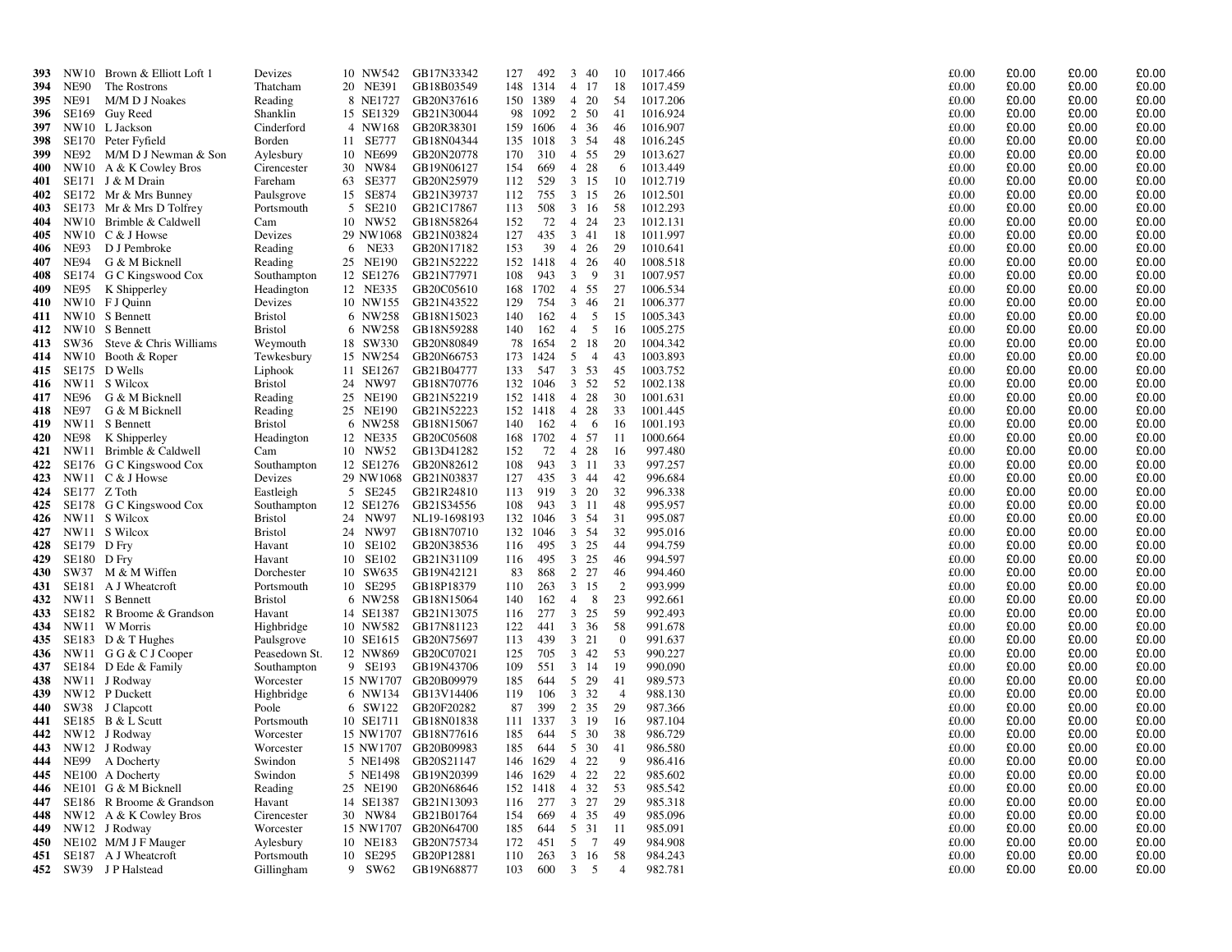| | | | | | | | | | | | | | | | | |
|---|---|---|---|---|---|---|---|---|---|---|---|---|---|---|---|---|
| **393** | NW10 | Brown & Elliott Loft 1 | Devizes | 10 NW542 | GB17N33342 | 127 | 492 | 3 | 40 | 10 | 1017.466 | £0.00 | £0.00 | £0.00 | £0.00 |
| **394** | NE90 | The Rostrons | Thatcham | 20 NE391 | GB18B03549 | 148 | 1314 | 4 | 17 | 18 | 1017.459 | £0.00 | £0.00 | £0.00 | £0.00 |
| **395** | NE91 | M/M D J Noakes | Reading | 8 NE1727 | GB20N37616 | 150 | 1389 | 4 | 20 | 54 | 1017.206 | £0.00 | £0.00 | £0.00 | £0.00 |
| **396** | SE169 | Guy Reed | Shanklin | 15 SE1329 | GB21N30044 | 98 | 1092 | 2 | 50 | 41 | 1016.924 | £0.00 | £0.00 | £0.00 | £0.00 |
| **397** | NW10 | L Jackson | Cinderford | 4 NW168 | GB20R38301 | 159 | 1606 | 4 | 36 | 46 | 1016.907 | £0.00 | £0.00 | £0.00 | £0.00 |
| **398** | SE170 | Peter Fyfield | Borden | 11 SE777 | GB18N04344 | 135 | 1018 | 3 | 54 | 48 | 1016.245 | £0.00 | £0.00 | £0.00 | £0.00 |
| **399** | NE92 | M/M D J Newman & Son | Aylesbury | 10 NE699 | GB20N20778 | 170 | 310 | 4 | 55 | 29 | 1013.627 | £0.00 | £0.00 | £0.00 | £0.00 |
| **400** | NW10 | A & K Cowley Bros | Cirencester | 30 NW84 | GB19N06127 | 154 | 669 | 4 | 28 | 6 | 1013.449 | £0.00 | £0.00 | £0.00 | £0.00 |
| **401** | SE171 | J & M Drain | Fareham | 63 SE377 | GB20N25979 | 112 | 529 | 3 | 15 | 10 | 1012.719 | £0.00 | £0.00 | £0.00 | £0.00 |
| **402** | SE172 | Mr & Mrs Bunney | Paulsgrove | 15 SE874 | GB21N39737 | 112 | 755 | 3 | 15 | 26 | 1012.501 | £0.00 | £0.00 | £0.00 | £0.00 |
| **403** | SE173 | Mr & Mrs D Tolfrey | Portsmouth | 5 SE210 | GB21C17867 | 113 | 508 | 3 | 16 | 58 | 1012.293 | £0.00 | £0.00 | £0.00 | £0.00 |
| **404** | NW10 | Brimble & Caldwell | Cam | 10 NW52 | GB18N58264 | 152 | 72 | 4 | 24 | 23 | 1012.131 | £0.00 | £0.00 | £0.00 | £0.00 |
| **405** | NW10 | C & J Howse | Devizes | 29 NW1068 | GB21N03824 | 127 | 435 | 3 | 41 | 18 | 1011.997 | £0.00 | £0.00 | £0.00 | £0.00 |
| **406** | NE93 | D J Pembroke | Reading | 6 NE33 | GB20N17182 | 153 | 39 | 4 | 26 | 29 | 1010.641 | £0.00 | £0.00 | £0.00 | £0.00 |
| **407** | NE94 | G & M Bicknell | Reading | 25 NE190 | GB21N52222 | 152 | 1418 | 4 | 26 | 40 | 1008.518 | £0.00 | £0.00 | £0.00 | £0.00 |
| **408** | SE174 | G C Kingswood Cox | Southampton | 12 SE1276 | GB21N77971 | 108 | 943 | 3 | 9 | 31 | 1007.957 | £0.00 | £0.00 | £0.00 | £0.00 |
| **409** | NE95 | K Shipperley | Headington | 12 NE335 | GB20C05610 | 168 | 1702 | 4 | 55 | 27 | 1006.534 | £0.00 | £0.00 | £0.00 | £0.00 |
| **410** | NW10 | F J Quinn | Devizes | 10 NW155 | GB21N43522 | 129 | 754 | 3 | 46 | 21 | 1006.377 | £0.00 | £0.00 | £0.00 | £0.00 |
| **411** | NW10 | S Bennett | Bristol | 6 NW258 | GB18N15023 | 140 | 162 | 4 | 5 | 15 | 1005.343 | £0.00 | £0.00 | £0.00 | £0.00 |
| **412** | NW10 | S Bennett | Bristol | 6 NW258 | GB18N59288 | 140 | 162 | 4 | 5 | 16 | 1005.275 | £0.00 | £0.00 | £0.00 | £0.00 |
| **413** | SW36 | Steve & Chris Williams | Weymouth | 18 SW330 | GB20N80849 | 78 | 1654 | 2 | 18 | 20 | 1004.342 | £0.00 | £0.00 | £0.00 | £0.00 |
| **414** | NW10 | Booth & Roper | Tewkesbury | 15 NW254 | GB20N66753 | 173 | 1424 | 5 | 4 | 43 | 1003.893 | £0.00 | £0.00 | £0.00 | £0.00 |
| **415** | SE175 | D Wells | Liphook | 11 SE1267 | GB21B04777 | 133 | 547 | 3 | 53 | 45 | 1003.752 | £0.00 | £0.00 | £0.00 | £0.00 |
| **416** | NW11 | S Wilcox | Bristol | 24 NW97 | GB18N70776 | 132 | 1046 | 3 | 52 | 52 | 1002.138 | £0.00 | £0.00 | £0.00 | £0.00 |
| **417** | NE96 | G & M Bicknell | Reading | 25 NE190 | GB21N52219 | 152 | 1418 | 4 | 28 | 30 | 1001.631 | £0.00 | £0.00 | £0.00 | £0.00 |
| **418** | NE97 | G & M Bicknell | Reading | 25 NE190 | GB21N52223 | 152 | 1418 | 4 | 28 | 33 | 1001.445 | £0.00 | £0.00 | £0.00 | £0.00 |
| **419** | NW11 | S Bennett | Bristol | 6 NW258 | GB18N15067 | 140 | 162 | 4 | 6 | 16 | 1001.193 | £0.00 | £0.00 | £0.00 | £0.00 |
| **420** | NE98 | K Shipperley | Headington | 12 NE335 | GB20C05608 | 168 | 1702 | 4 | 57 | 11 | 1000.664 | £0.00 | £0.00 | £0.00 | £0.00 |
| **421** | NW11 | Brimble & Caldwell | Cam | 10 NW52 | GB13D41282 | 152 | 72 | 4 | 28 | 16 | 997.480 | £0.00 | £0.00 | £0.00 | £0.00 |
| **422** | SE176 | G C Kingswood Cox | Southampton | 12 SE1276 | GB20N82612 | 108 | 943 | 3 | 11 | 33 | 997.257 | £0.00 | £0.00 | £0.00 | £0.00 |
| **423** | NW11 | C & J Howse | Devizes | 29 NW1068 | GB21N03837 | 127 | 435 | 3 | 44 | 42 | 996.684 | £0.00 | £0.00 | £0.00 | £0.00 |
| **424** | SE177 | Z Toth | Eastleigh | 5 SE245 | GB21R24810 | 113 | 919 | 3 | 20 | 32 | 996.338 | £0.00 | £0.00 | £0.00 | £0.00 |
| **425** | SE178 | G C Kingswood Cox | Southampton | 12 SE1276 | GB21S34556 | 108 | 943 | 3 | 11 | 48 | 995.957 | £0.00 | £0.00 | £0.00 | £0.00 |
| **426** | NW11 | S Wilcox | Bristol | 24 NW97 | NL19-1698193 | 132 | 1046 | 3 | 54 | 31 | 995.087 | £0.00 | £0.00 | £0.00 | £0.00 |
| **427** | NW11 | S Wilcox | Bristol | 24 NW97 | GB18N70710 | 132 | 1046 | 3 | 54 | 32 | 995.016 | £0.00 | £0.00 | £0.00 | £0.00 |
| **428** | SE179 | D Fry | Havant | 10 SE102 | GB20N38536 | 116 | 495 | 3 | 25 | 44 | 994.759 | £0.00 | £0.00 | £0.00 | £0.00 |
| **429** | SE180 | D Fry | Havant | 10 SE102 | GB21N31109 | 116 | 495 | 3 | 25 | 46 | 994.597 | £0.00 | £0.00 | £0.00 | £0.00 |
| **430** | SW37 | M & M Wiffen | Dorchester | 10 SW635 | GB19N42121 | 83 | 868 | 2 | 27 | 46 | 994.460 | £0.00 | £0.00 | £0.00 | £0.00 |
| **431** | SE181 | A J Wheatcroft | Portsmouth | 10 SE295 | GB18P18379 | 110 | 263 | 3 | 15 | 2 | 993.999 | £0.00 | £0.00 | £0.00 | £0.00 |
| **432** | NW11 | S Bennett | Bristol | 6 NW258 | GB18N15064 | 140 | 162 | 4 | 8 | 23 | 992.661 | £0.00 | £0.00 | £0.00 | £0.00 |
| **433** | SE182 | R Broome & Grandson | Havant | 14 SE1387 | GB21N13075 | 116 | 277 | 3 | 25 | 59 | 992.493 | £0.00 | £0.00 | £0.00 | £0.00 |
| **434** | NW11 | W Morris | Highbridge | 10 NW582 | GB17N81123 | 122 | 441 | 3 | 36 | 58 | 991.678 | £0.00 | £0.00 | £0.00 | £0.00 |
| **435** | SE183 | D & T Hughes | Paulsgrove | 10 SE1615 | GB20N75697 | 113 | 439 | 3 | 21 | 0 | 991.637 | £0.00 | £0.00 | £0.00 | £0.00 |
| **436** | NW11 | G G & C J Cooper | Peasedown St. | 12 NW869 | GB20C07021 | 125 | 705 | 3 | 42 | 53 | 990.227 | £0.00 | £0.00 | £0.00 | £0.00 |
| **437** | SE184 | D Ede & Family | Southampton | 9 SE193 | GB19N43706 | 109 | 551 | 3 | 14 | 19 | 990.090 | £0.00 | £0.00 | £0.00 | £0.00 |
| **438** | NW11 | J Rodway | Worcester | 15 NW1707 | GB20B09979 | 185 | 644 | 5 | 29 | 41 | 989.573 | £0.00 | £0.00 | £0.00 | £0.00 |
| **439** | NW12 | P Duckett | Highbridge | 6 NW134 | GB13V14406 | 119 | 106 | 3 | 32 | 4 | 988.130 | £0.00 | £0.00 | £0.00 | £0.00 |
| **440** | SW38 | J Clapcott | Poole | 6 SW122 | GB20F20282 | 87 | 399 | 2 | 35 | 29 | 987.366 | £0.00 | £0.00 | £0.00 | £0.00 |
| **441** | SE185 | B & L Scutt | Portsmouth | 10 SE1711 | GB18N01838 | 111 | 1337 | 3 | 19 | 16 | 987.104 | £0.00 | £0.00 | £0.00 | £0.00 |
| **442** | NW12 | J Rodway | Worcester | 15 NW1707 | GB18N77616 | 185 | 644 | 5 | 30 | 38 | 986.729 | £0.00 | £0.00 | £0.00 | £0.00 |
| **443** | NW12 | J Rodway | Worcester | 15 NW1707 | GB20B09983 | 185 | 644 | 5 | 30 | 41 | 986.580 | £0.00 | £0.00 | £0.00 | £0.00 |
| **444** | NE99 | A Docherty | Swindon | 5 NE1498 | GB20S21147 | 146 | 1629 | 4 | 22 | 9 | 986.416 | £0.00 | £0.00 | £0.00 | £0.00 |
| **445** | NE100 | A Docherty | Swindon | 5 NE1498 | GB19N20399 | 146 | 1629 | 4 | 22 | 22 | 985.602 | £0.00 | £0.00 | £0.00 | £0.00 |
| **446** | NE101 | G & M Bicknell | Reading | 25 NE190 | GB20N68646 | 152 | 1418 | 4 | 32 | 53 | 985.542 | £0.00 | £0.00 | £0.00 | £0.00 |
| **447** | SE186 | R Broome & Grandson | Havant | 14 SE1387 | GB21N13093 | 116 | 277 | 3 | 27 | 29 | 985.318 | £0.00 | £0.00 | £0.00 | £0.00 |
| **448** | NW12 | A & K Cowley Bros | Cirencester | 30 NW84 | GB21B01764 | 154 | 669 | 4 | 35 | 49 | 985.096 | £0.00 | £0.00 | £0.00 | £0.00 |
| **449** | NW12 | J Rodway | Worcester | 15 NW1707 | GB20N64700 | 185 | 644 | 5 | 31 | 11 | 985.091 | £0.00 | £0.00 | £0.00 | £0.00 |
| **450** | NE102 | M/M J F Mauger | Aylesbury | 10 NE183 | GB20N75734 | 172 | 451 | 5 | 7 | 49 | 984.908 | £0.00 | £0.00 | £0.00 | £0.00 |
| **451** | SE187 | A J Wheatcroft | Portsmouth | 10 SE295 | GB20P12881 | 110 | 263 | 3 | 16 | 58 | 984.243 | £0.00 | £0.00 | £0.00 | £0.00 |
| **452** | SW39 | J P Halstead | Gillingham | 9 SW62 | GB19N68877 | 103 | 600 | 3 | 5 | 4 | 982.781 | £0.00 | £0.00 | £0.00 | £0.00 |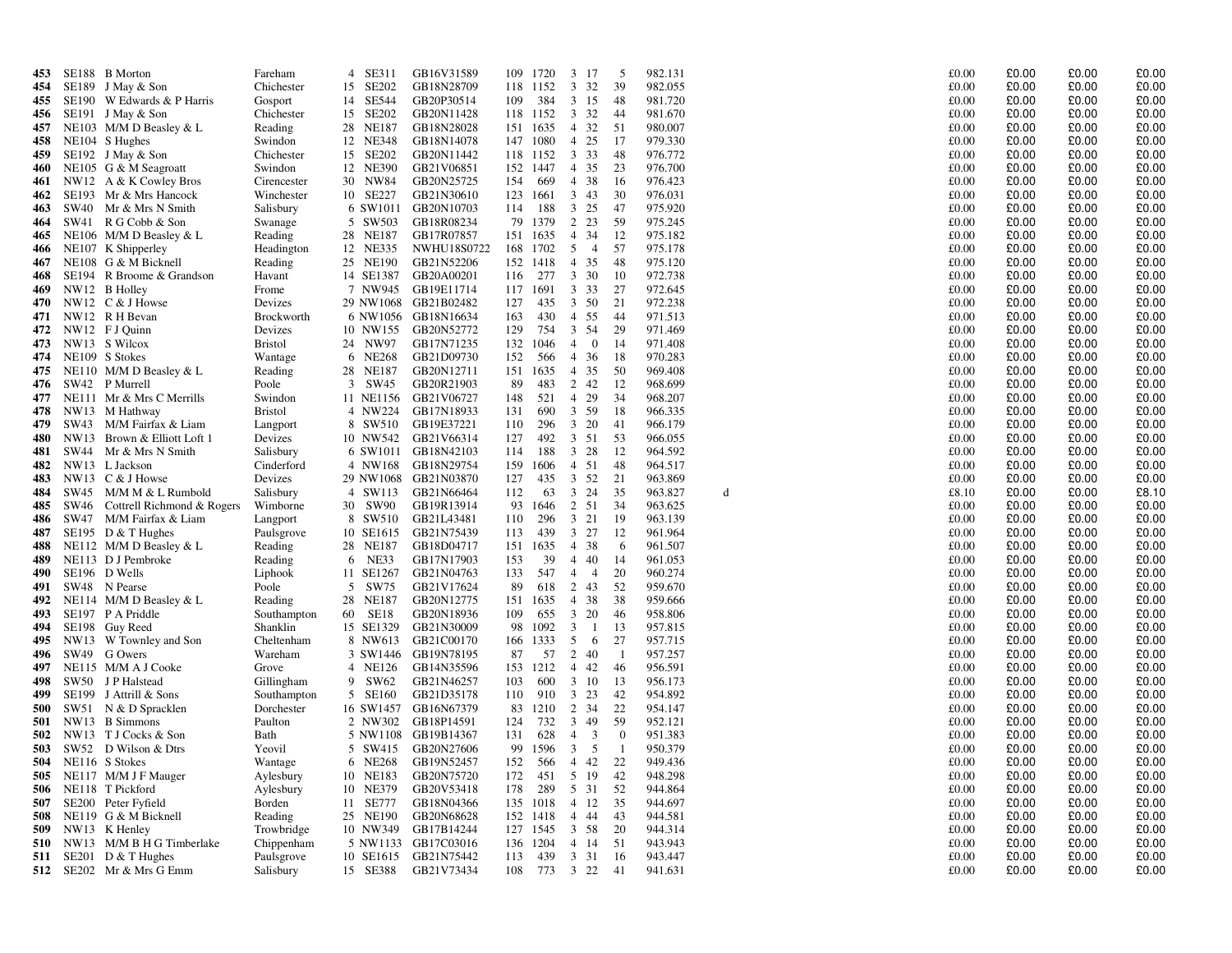| | | | | | | | | | | | | | | | | | | |
|---|---|---|---|---|---|---|---|---|---|---|---|---|---|---|---|---|---|---|
| 453 | SE188 | B Morton | Fareham | 4 | SE311 | GB16V31589 | 109 | 1720 | 3 | 17 | 5 | 982.131 | | £0.00 | £0.00 | £0.00 | £0.00 |
| 454 | SE189 | J May & Son | Chichester | 15 | SE202 | GB18N28709 | 118 | 1152 | 3 | 32 | 39 | 982.055 | | £0.00 | £0.00 | £0.00 | £0.00 |
| 455 | SE190 | W Edwards & P Harris | Gosport | 14 | SE544 | GB20P30514 | 109 | 384 | 3 | 15 | 48 | 981.720 | | £0.00 | £0.00 | £0.00 | £0.00 |
| 456 | SE191 | J May & Son | Chichester | 15 | SE202 | GB20N11428 | 118 | 1152 | 3 | 32 | 44 | 981.670 | | £0.00 | £0.00 | £0.00 | £0.00 |
| 457 | NE103 | M/M D Beasley & L | Reading | 28 | NE187 | GB18N28028 | 151 | 1635 | 4 | 32 | 51 | 980.007 | | £0.00 | £0.00 | £0.00 | £0.00 |
| 458 | NE104 | S Hughes | Swindon | 12 | NE348 | GB18N14078 | 147 | 1080 | 4 | 25 | 17 | 979.330 | | £0.00 | £0.00 | £0.00 | £0.00 |
| 459 | SE192 | J May & Son | Chichester | 15 | SE202 | GB20N11442 | 118 | 1152 | 3 | 33 | 48 | 976.772 | | £0.00 | £0.00 | £0.00 | £0.00 |
| 460 | NE105 | G & M Seagroatt | Swindon | 12 | NE390 | GB21V06851 | 152 | 1447 | 4 | 35 | 23 | 976.700 | | £0.00 | £0.00 | £0.00 | £0.00 |
| 461 | NW12 | A & K Cowley Bros | Cirencester | 30 | NW84 | GB20N25725 | 154 | 669 | 4 | 38 | 16 | 976.423 | | £0.00 | £0.00 | £0.00 | £0.00 |
| 462 | SE193 | Mr & Mrs Hancock | Winchester | 10 | SE227 | GB21N30610 | 123 | 1661 | 3 | 43 | 30 | 976.031 | | £0.00 | £0.00 | £0.00 | £0.00 |
| 463 | SW40 | Mr & Mrs N Smith | Salisbury | 6 | SW1011 | GB20N10703 | 114 | 188 | 3 | 25 | 47 | 975.920 | | £0.00 | £0.00 | £0.00 | £0.00 |
| 464 | SW41 | R G Cobb & Son | Swanage | 5 | SW503 | GB18R08234 | 79 | 1379 | 2 | 23 | 59 | 975.245 | | £0.00 | £0.00 | £0.00 | £0.00 |
| 465 | NE106 | M/M D Beasley & L | Reading | 28 | NE187 | GB17R07857 | 151 | 1635 | 4 | 34 | 12 | 975.182 | | £0.00 | £0.00 | £0.00 | £0.00 |
| 466 | NE107 | K Shipperley | Headington | 12 | NE335 | NWHU18S0722 | 168 | 1702 | 5 | 4 | 57 | 975.178 | | £0.00 | £0.00 | £0.00 | £0.00 |
| 467 | NE108 | G & M Bicknell | Reading | 25 | NE190 | GB21N52206 | 152 | 1418 | 4 | 35 | 48 | 975.120 | | £0.00 | £0.00 | £0.00 | £0.00 |
| 468 | SE194 | R Broome & Grandson | Havant | 14 | SE1387 | GB20A00201 | 116 | 277 | 3 | 30 | 10 | 972.738 | | £0.00 | £0.00 | £0.00 | £0.00 |
| 469 | NW12 | B Holley | Frome | 7 | NW945 | GB19E11714 | 117 | 1691 | 3 | 33 | 27 | 972.645 | | £0.00 | £0.00 | £0.00 | £0.00 |
| 470 | NW12 | C & J Howse | Devizes | 29 | NW1068 | GB21B02482 | 127 | 435 | 3 | 50 | 21 | 972.238 | | £0.00 | £0.00 | £0.00 | £0.00 |
| 471 | NW12 | R H Bevan | Brockworth | 6 | NW1056 | GB18N16634 | 163 | 430 | 4 | 55 | 44 | 971.513 | | £0.00 | £0.00 | £0.00 | £0.00 |
| 472 | NW12 | F J Quinn | Devizes | 10 | NW155 | GB20N52772 | 129 | 754 | 3 | 54 | 29 | 971.469 | | £0.00 | £0.00 | £0.00 | £0.00 |
| 473 | NW13 | S Wilcox | Bristol | 24 | NW97 | GB17N71235 | 132 | 1046 | 4 | 0 | 14 | 971.408 | | £0.00 | £0.00 | £0.00 | £0.00 |
| 474 | NE109 | S Stokes | Wantage | 6 | NE268 | GB21D09730 | 152 | 566 | 4 | 36 | 18 | 970.283 | | £0.00 | £0.00 | £0.00 | £0.00 |
| 475 | NE110 | M/M D Beasley & L | Reading | 28 | NE187 | GB20N12711 | 151 | 1635 | 4 | 35 | 50 | 969.408 | | £0.00 | £0.00 | £0.00 | £0.00 |
| 476 | SW42 | P Murrell | Poole | 3 | SW45 | GB20R21903 | 89 | 483 | 2 | 42 | 12 | 968.699 | | £0.00 | £0.00 | £0.00 | £0.00 |
| 477 | NE111 | Mr & Mrs C Merrills | Swindon | 11 | NE1156 | GB21V06727 | 148 | 521 | 4 | 29 | 34 | 968.207 | | £0.00 | £0.00 | £0.00 | £0.00 |
| 478 | NW13 | M Hathway | Bristol | 4 | NW224 | GB17N18933 | 131 | 690 | 3 | 59 | 18 | 966.335 | | £0.00 | £0.00 | £0.00 | £0.00 |
| 479 | SW43 | M/M Fairfax & Liam | Langport | 8 | SW510 | GB19E37221 | 110 | 296 | 3 | 20 | 41 | 966.179 | | £0.00 | £0.00 | £0.00 | £0.00 |
| 480 | NW13 | Brown & Elliott Loft 1 | Devizes | 10 | NW542 | GB21V66314 | 127 | 492 | 3 | 51 | 53 | 966.055 | | £0.00 | £0.00 | £0.00 | £0.00 |
| 481 | SW44 | Mr & Mrs N Smith | Salisbury | 6 | SW1011 | GB18N42103 | 114 | 188 | 3 | 28 | 12 | 964.592 | | £0.00 | £0.00 | £0.00 | £0.00 |
| 482 | NW13 | L Jackson | Cinderford | 4 | NW168 | GB18N29754 | 159 | 1606 | 4 | 51 | 48 | 964.517 | | £0.00 | £0.00 | £0.00 | £0.00 |
| 483 | NW13 | C & J Howse | Devizes | 29 | NW1068 | GB21N03870 | 127 | 435 | 3 | 52 | 21 | 963.869 | | £0.00 | £0.00 | £0.00 | £0.00 |
| 484 | SW45 | M/M M & L Rumbold | Salisbury | 4 | SW113 | GB21N66464 | 112 | 63 | 3 | 24 | 35 | 963.827 | d | £8.10 | £0.00 | £0.00 | £8.10 |
| 485 | SW46 | Cottrell Richmond & Rogers | Wimborne | 30 | SW90 | GB19R13914 | 93 | 1646 | 2 | 51 | 34 | 963.625 | | £0.00 | £0.00 | £0.00 | £0.00 |
| 486 | SW47 | M/M Fairfax & Liam | Langport | 8 | SW510 | GB21L43481 | 110 | 296 | 3 | 21 | 19 | 963.139 | | £0.00 | £0.00 | £0.00 | £0.00 |
| 487 | SE195 | D & T Hughes | Paulsgrove | 10 | SE1615 | GB21N75439 | 113 | 439 | 3 | 27 | 12 | 961.964 | | £0.00 | £0.00 | £0.00 | £0.00 |
| 488 | NE112 | M/M D Beasley & L | Reading | 28 | NE187 | GB18D04717 | 151 | 1635 | 4 | 38 | 6 | 961.507 | | £0.00 | £0.00 | £0.00 | £0.00 |
| 489 | NE113 | D J Pembroke | Reading | 6 | NE33 | GB17N17903 | 153 | 39 | 4 | 40 | 14 | 961.053 | | £0.00 | £0.00 | £0.00 | £0.00 |
| 490 | SE196 | D Wells | Liphook | 11 | SE1267 | GB21N04763 | 133 | 547 | 4 | 4 | 20 | 960.274 | | £0.00 | £0.00 | £0.00 | £0.00 |
| 491 | SW48 | N Pearse | Poole | 5 | SW75 | GB21V17624 | 89 | 618 | 2 | 43 | 52 | 959.670 | | £0.00 | £0.00 | £0.00 | £0.00 |
| 492 | NE114 | M/M D Beasley & L | Reading | 28 | NE187 | GB20N12775 | 151 | 1635 | 4 | 38 | 38 | 959.666 | | £0.00 | £0.00 | £0.00 | £0.00 |
| 493 | SE197 | P A Priddle | Southampton | 60 | SE18 | GB20N18936 | 109 | 655 | 3 | 20 | 46 | 958.806 | | £0.00 | £0.00 | £0.00 | £0.00 |
| 494 | SE198 | Guy Reed | Shanklin | 15 | SE1329 | GB21N30009 | 98 | 1092 | 3 | 1 | 13 | 957.815 | | £0.00 | £0.00 | £0.00 | £0.00 |
| 495 | NW13 | W Townley and Son | Cheltenham | 8 | NW613 | GB21C00170 | 166 | 1333 | 5 | 6 | 27 | 957.715 | | £0.00 | £0.00 | £0.00 | £0.00 |
| 496 | SW49 | G Owers | Wareham | 3 | SW1446 | GB19N78195 | 87 | 57 | 2 | 40 | 1 | 957.257 | | £0.00 | £0.00 | £0.00 | £0.00 |
| 497 | NE115 | M/M A J Cooke | Grove | 4 | NE126 | GB14N35596 | 153 | 1212 | 4 | 42 | 46 | 956.591 | | £0.00 | £0.00 | £0.00 | £0.00 |
| 498 | SW50 | J P Halstead | Gillingham | 9 | SW62 | GB21N46257 | 103 | 600 | 3 | 10 | 13 | 956.173 | | £0.00 | £0.00 | £0.00 | £0.00 |
| 499 | SE199 | J Attrill & Sons | Southampton | 5 | SE160 | GB21D35178 | 110 | 910 | 3 | 23 | 42 | 954.892 | | £0.00 | £0.00 | £0.00 | £0.00 |
| 500 | SW51 | N & D Spracklen | Dorchester | 16 | SW1457 | GB16N67379 | 83 | 1210 | 2 | 34 | 22 | 954.147 | | £0.00 | £0.00 | £0.00 | £0.00 |
| 501 | NW13 | B Simmons | Paulton | 2 | NW302 | GB18P14591 | 124 | 732 | 3 | 49 | 59 | 952.121 | | £0.00 | £0.00 | £0.00 | £0.00 |
| 502 | NW13 | T J Cocks & Son | Bath | 5 | NW1108 | GB19B14367 | 131 | 628 | 4 | 3 | 0 | 951.383 | | £0.00 | £0.00 | £0.00 | £0.00 |
| 503 | SW52 | D Wilson & Dtrs | Yeovil | 5 | SW415 | GB20N27606 | 99 | 1596 | 3 | 5 | 1 | 950.379 | | £0.00 | £0.00 | £0.00 | £0.00 |
| 504 | NE116 | S Stokes | Wantage | 6 | NE268 | GB19N52457 | 152 | 566 | 4 | 42 | 22 | 949.436 | | £0.00 | £0.00 | £0.00 | £0.00 |
| 505 | NE117 | M/M J F Mauger | Aylesbury | 10 | NE183 | GB20N75720 | 172 | 451 | 5 | 19 | 42 | 948.298 | | £0.00 | £0.00 | £0.00 | £0.00 |
| 506 | NE118 | T Pickford | Aylesbury | 10 | NE379 | GB20V53418 | 178 | 289 | 5 | 31 | 52 | 944.864 | | £0.00 | £0.00 | £0.00 | £0.00 |
| 507 | SE200 | Peter Fyfield | Borden | 11 | SE777 | GB18N04366 | 135 | 1018 | 4 | 12 | 35 | 944.697 | | £0.00 | £0.00 | £0.00 | £0.00 |
| 508 | NE119 | G & M Bicknell | Reading | 25 | NE190 | GB20N68628 | 152 | 1418 | 4 | 44 | 43 | 944.581 | | £0.00 | £0.00 | £0.00 | £0.00 |
| 509 | NW13 | K Henley | Trowbridge | 10 | NW349 | GB17B14244 | 127 | 1545 | 3 | 58 | 20 | 944.314 | | £0.00 | £0.00 | £0.00 | £0.00 |
| 510 | NW13 | M/M B H G Timberlake | Chippenham | 5 | NW1133 | GB17C03016 | 136 | 1204 | 4 | 14 | 51 | 943.943 | | £0.00 | £0.00 | £0.00 | £0.00 |
| 511 | SE201 | D & T Hughes | Paulsgrove | 10 | SE1615 | GB21N75442 | 113 | 439 | 3 | 31 | 16 | 943.447 | | £0.00 | £0.00 | £0.00 | £0.00 |
| 512 | SE202 | Mr & Mrs G Emm | Salisbury | 15 | SE388 | GB21V73434 | 108 | 773 | 3 | 22 | 41 | 941.631 | | £0.00 | £0.00 | £0.00 | £0.00 |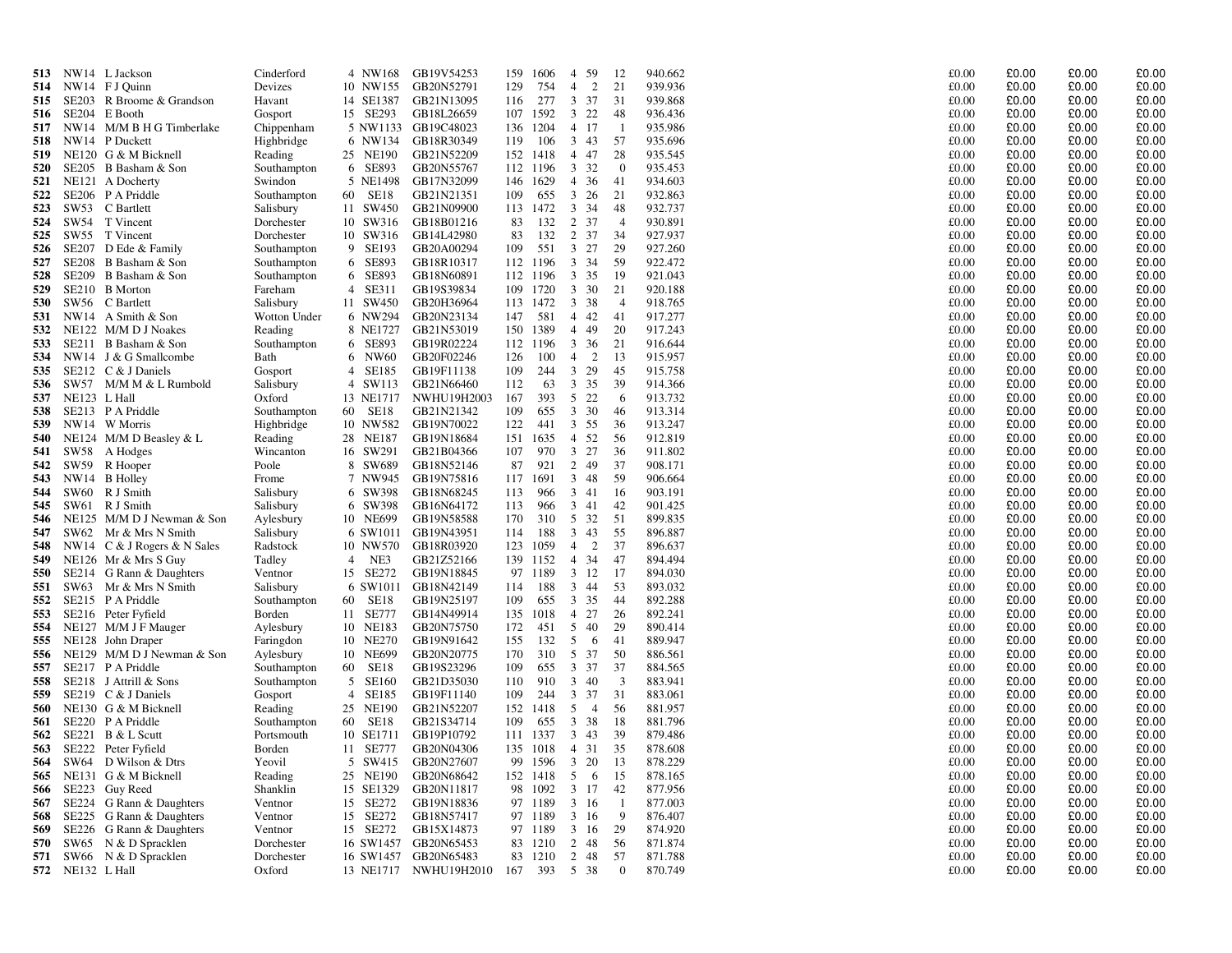| | | | | | | | | | | | | | | | | |
|---|---|---|---|---|---|---|---|---|---|---|---|---|---|---|---|---|
| 513 | NW14 | L Jackson | Cinderford | 4 | NW168 | GB19V54253 | 159 | 1606 | 4 | 59 | 12 | 940.662 | £0.00 | £0.00 | £0.00 | £0.00 |
| 514 | NW14 | F J Quinn | Devizes | 10 | NW155 | GB20N52791 | 129 | 754 | 4 | 2 | 21 | 939.936 | £0.00 | £0.00 | £0.00 | £0.00 |
| 515 | SE203 | R Broome & Grandson | Havant | 14 | SE1387 | GB21N13095 | 116 | 277 | 3 | 37 | 31 | 939.868 | £0.00 | £0.00 | £0.00 | £0.00 |
| 516 | SE204 | E Booth | Gosport | 15 | SE293 | GB18L26659 | 107 | 1592 | 3 | 22 | 48 | 936.436 | £0.00 | £0.00 | £0.00 | £0.00 |
| 517 | NW14 | M/M B H G Timberlake | Chippenham | 5 | NW1133 | GB19C48023 | 136 | 1204 | 4 | 17 | 1 | 935.986 | £0.00 | £0.00 | £0.00 | £0.00 |
| 518 | NW14 | P Duckett | Highbridge | 6 | NW134 | GB18R30349 | 119 | 106 | 3 | 43 | 57 | 935.696 | £0.00 | £0.00 | £0.00 | £0.00 |
| 519 | NE120 | G & M Bicknell | Reading | 25 | NE190 | GB21N52209 | 152 | 1418 | 4 | 47 | 28 | 935.545 | £0.00 | £0.00 | £0.00 | £0.00 |
| 520 | SE205 | B Basham & Son | Southampton | 6 | SE893 | GB20N55767 | 112 | 1196 | 3 | 32 | 0 | 935.453 | £0.00 | £0.00 | £0.00 | £0.00 |
| 521 | NE121 | A Docherty | Swindon | 5 | NE1498 | GB17N32099 | 146 | 1629 | 4 | 36 | 41 | 934.603 | £0.00 | £0.00 | £0.00 | £0.00 |
| 522 | SE206 | P A Priddle | Southampton | 60 | SE18 | GB21N21351 | 109 | 655 | 3 | 26 | 21 | 932.863 | £0.00 | £0.00 | £0.00 | £0.00 |
| 523 | SW53 | C Bartlett | Salisbury | 11 | SW450 | GB21N09900 | 113 | 1472 | 3 | 34 | 48 | 932.737 | £0.00 | £0.00 | £0.00 | £0.00 |
| 524 | SW54 | T Vincent | Dorchester | 10 | SW316 | GB18B01216 | 83 | 132 | 2 | 37 | 4 | 930.891 | £0.00 | £0.00 | £0.00 | £0.00 |
| 525 | SW55 | T Vincent | Dorchester | 10 | SW316 | GB14L42980 | 83 | 132 | 2 | 37 | 34 | 927.937 | £0.00 | £0.00 | £0.00 | £0.00 |
| 526 | SE207 | D Ede & Family | Southampton | 9 | SE193 | GB20A00294 | 109 | 551 | 3 | 27 | 29 | 927.260 | £0.00 | £0.00 | £0.00 | £0.00 |
| 527 | SE208 | B Basham & Son | Southampton | 6 | SE893 | GB18R10317 | 112 | 1196 | 3 | 34 | 59 | 922.472 | £0.00 | £0.00 | £0.00 | £0.00 |
| 528 | SE209 | B Basham & Son | Southampton | 6 | SE893 | GB18N60891 | 112 | 1196 | 3 | 35 | 19 | 921.043 | £0.00 | £0.00 | £0.00 | £0.00 |
| 529 | SE210 | B Morton | Fareham | 4 | SE311 | GB19S39834 | 109 | 1720 | 3 | 30 | 21 | 920.188 | £0.00 | £0.00 | £0.00 | £0.00 |
| 530 | SW56 | C Bartlett | Salisbury | 11 | SW450 | GB20H36964 | 113 | 1472 | 3 | 38 | 4 | 918.765 | £0.00 | £0.00 | £0.00 | £0.00 |
| 531 | NW14 | A Smith & Son | Wotton Under | 6 | NW294 | GB20N23134 | 147 | 581 | 4 | 42 | 41 | 917.277 | £0.00 | £0.00 | £0.00 | £0.00 |
| 532 | NE122 | M/M D J Noakes | Reading | 8 | NE1727 | GB21N53019 | 150 | 1389 | 4 | 49 | 20 | 917.243 | £0.00 | £0.00 | £0.00 | £0.00 |
| 533 | SE211 | B Basham & Son | Southampton | 6 | SE893 | GB19R02224 | 112 | 1196 | 3 | 36 | 21 | 916.644 | £0.00 | £0.00 | £0.00 | £0.00 |
| 534 | NW14 | J & G Smallcombe | Bath | 6 | NW60 | GB20F02246 | 126 | 100 | 4 | 2 | 13 | 915.957 | £0.00 | £0.00 | £0.00 | £0.00 |
| 535 | SE212 | C & J Daniels | Gosport | 4 | SE185 | GB19F11138 | 109 | 244 | 3 | 29 | 45 | 915.758 | £0.00 | £0.00 | £0.00 | £0.00 |
| 536 | SW57 | M/M M & L Rumbold | Salisbury | 4 | SW113 | GB21N66460 | 112 | 63 | 3 | 35 | 39 | 914.366 | £0.00 | £0.00 | £0.00 | £0.00 |
| 537 | NE123 | L Hall | Oxford | 13 | NE1717 | NWHU19H2003 | 167 | 393 | 5 | 22 | 6 | 913.732 | £0.00 | £0.00 | £0.00 | £0.00 |
| 538 | SE213 | P A Priddle | Southampton | 60 | SE18 | GB21N21342 | 109 | 655 | 3 | 30 | 46 | 913.314 | £0.00 | £0.00 | £0.00 | £0.00 |
| 539 | NW14 | W Morris | Highbridge | 10 | NW582 | GB19N70022 | 122 | 441 | 3 | 55 | 36 | 913.247 | £0.00 | £0.00 | £0.00 | £0.00 |
| 540 | NE124 | M/M D Beasley & L | Reading | 28 | NE187 | GB19N18684 | 151 | 1635 | 4 | 52 | 56 | 912.819 | £0.00 | £0.00 | £0.00 | £0.00 |
| 541 | SW58 | A Hodges | Wincanton | 16 | SW291 | GB21B04366 | 107 | 970 | 3 | 27 | 36 | 911.802 | £0.00 | £0.00 | £0.00 | £0.00 |
| 542 | SW59 | R Hooper | Poole | 8 | SW689 | GB18N52146 | 87 | 921 | 2 | 49 | 37 | 908.171 | £0.00 | £0.00 | £0.00 | £0.00 |
| 543 | NW14 | B Holley | Frome | 7 | NW945 | GB19N75816 | 117 | 1691 | 3 | 48 | 59 | 906.664 | £0.00 | £0.00 | £0.00 | £0.00 |
| 544 | SW60 | R J Smith | Salisbury | 6 | SW398 | GB18N68245 | 113 | 966 | 3 | 41 | 16 | 903.191 | £0.00 | £0.00 | £0.00 | £0.00 |
| 545 | SW61 | R J Smith | Salisbury | 6 | SW398 | GB16N64172 | 113 | 966 | 3 | 41 | 42 | 901.425 | £0.00 | £0.00 | £0.00 | £0.00 |
| 546 | NE125 | M/M D J Newman & Son | Aylesbury | 10 | NE699 | GB19N58588 | 170 | 310 | 5 | 32 | 51 | 899.835 | £0.00 | £0.00 | £0.00 | £0.00 |
| 547 | SW62 | Mr & Mrs N Smith | Salisbury | 6 | SW1011 | GB19N43951 | 114 | 188 | 3 | 43 | 55 | 896.887 | £0.00 | £0.00 | £0.00 | £0.00 |
| 548 | NW14 | C & J Rogers & N Sales | Radstock | 10 | NW570 | GB18R03920 | 123 | 1059 | 4 | 2 | 37 | 896.637 | £0.00 | £0.00 | £0.00 | £0.00 |
| 549 | NE126 | Mr & Mrs S Guy | Tadley | 4 | NE3 | GB21Z52166 | 139 | 1152 | 4 | 34 | 47 | 894.494 | £0.00 | £0.00 | £0.00 | £0.00 |
| 550 | SE214 | G Rann & Daughters | Ventnor | 15 | SE272 | GB19N18845 | 97 | 1189 | 3 | 12 | 17 | 894.030 | £0.00 | £0.00 | £0.00 | £0.00 |
| 551 | SW63 | Mr & Mrs N Smith | Salisbury | 6 | SW1011 | GB18N42149 | 114 | 188 | 3 | 44 | 53 | 893.032 | £0.00 | £0.00 | £0.00 | £0.00 |
| 552 | SE215 | P A Priddle | Southampton | 60 | SE18 | GB19N25197 | 109 | 655 | 3 | 35 | 44 | 892.288 | £0.00 | £0.00 | £0.00 | £0.00 |
| 553 | SE216 | Peter Fyfield | Borden | 11 | SE777 | GB14N49914 | 135 | 1018 | 4 | 27 | 26 | 892.241 | £0.00 | £0.00 | £0.00 | £0.00 |
| 554 | NE127 | M/M J F Mauger | Aylesbury | 10 | NE183 | GB20N75750 | 172 | 451 | 5 | 40 | 29 | 890.414 | £0.00 | £0.00 | £0.00 | £0.00 |
| 555 | NE128 | John Draper | Faringdon | 10 | NE270 | GB19N91642 | 155 | 132 | 5 | 6 | 41 | 889.947 | £0.00 | £0.00 | £0.00 | £0.00 |
| 556 | NE129 | M/M D J Newman & Son | Aylesbury | 10 | NE699 | GB20N20775 | 170 | 310 | 5 | 37 | 50 | 886.561 | £0.00 | £0.00 | £0.00 | £0.00 |
| 557 | SE217 | P A Priddle | Southampton | 60 | SE18 | GB19S23296 | 109 | 655 | 3 | 37 | 37 | 884.565 | £0.00 | £0.00 | £0.00 | £0.00 |
| 558 | SE218 | J Attrill & Sons | Southampton | 5 | SE160 | GB21D35030 | 110 | 910 | 3 | 40 | 3 | 883.941 | £0.00 | £0.00 | £0.00 | £0.00 |
| 559 | SE219 | C & J Daniels | Gosport | 4 | SE185 | GB19F11140 | 109 | 244 | 3 | 37 | 31 | 883.061 | £0.00 | £0.00 | £0.00 | £0.00 |
| 560 | NE130 | G & M Bicknell | Reading | 25 | NE190 | GB21N52207 | 152 | 1418 | 5 | 4 | 56 | 881.957 | £0.00 | £0.00 | £0.00 | £0.00 |
| 561 | SE220 | P A Priddle | Southampton | 60 | SE18 | GB21S34714 | 109 | 655 | 3 | 38 | 18 | 881.796 | £0.00 | £0.00 | £0.00 | £0.00 |
| 562 | SE221 | B & L Scutt | Portsmouth | 10 | SE1711 | GB19P10792 | 111 | 1337 | 3 | 43 | 39 | 879.486 | £0.00 | £0.00 | £0.00 | £0.00 |
| 563 | SE222 | Peter Fyfield | Borden | 11 | SE777 | GB20N04306 | 135 | 1018 | 4 | 31 | 35 | 878.608 | £0.00 | £0.00 | £0.00 | £0.00 |
| 564 | SW64 | D Wilson & Dtrs | Yeovil | 5 | SW415 | GB20N27607 | 99 | 1596 | 3 | 20 | 13 | 878.229 | £0.00 | £0.00 | £0.00 | £0.00 |
| 565 | NE131 | G & M Bicknell | Reading | 25 | NE190 | GB20N68642 | 152 | 1418 | 5 | 6 | 15 | 878.165 | £0.00 | £0.00 | £0.00 | £0.00 |
| 566 | SE223 | Guy Reed | Shanklin | 15 | SE1329 | GB20N11817 | 98 | 1092 | 3 | 17 | 42 | 877.956 | £0.00 | £0.00 | £0.00 | £0.00 |
| 567 | SE224 | G Rann & Daughters | Ventnor | 15 | SE272 | GB19N18836 | 97 | 1189 | 3 | 16 | 1 | 877.003 | £0.00 | £0.00 | £0.00 | £0.00 |
| 568 | SE225 | G Rann & Daughters | Ventnor | 15 | SE272 | GB18N57417 | 97 | 1189 | 3 | 16 | 9 | 876.407 | £0.00 | £0.00 | £0.00 | £0.00 |
| 569 | SE226 | G Rann & Daughters | Ventnor | 15 | SE272 | GB15X14873 | 97 | 1189 | 3 | 16 | 29 | 874.920 | £0.00 | £0.00 | £0.00 | £0.00 |
| 570 | SW65 | N & D Spracklen | Dorchester | 16 | SW1457 | GB20N65453 | 83 | 1210 | 2 | 48 | 56 | 871.874 | £0.00 | £0.00 | £0.00 | £0.00 |
| 571 | SW66 | N & D Spracklen | Dorchester | 16 | SW1457 | GB20N65483 | 83 | 1210 | 2 | 48 | 57 | 871.788 | £0.00 | £0.00 | £0.00 | £0.00 |
| 572 | NE132 | L Hall | Oxford | 13 | NE1717 | NWHU19H2010 | 167 | 393 | 5 | 38 | 0 | 870.749 | £0.00 | £0.00 | £0.00 | £0.00 |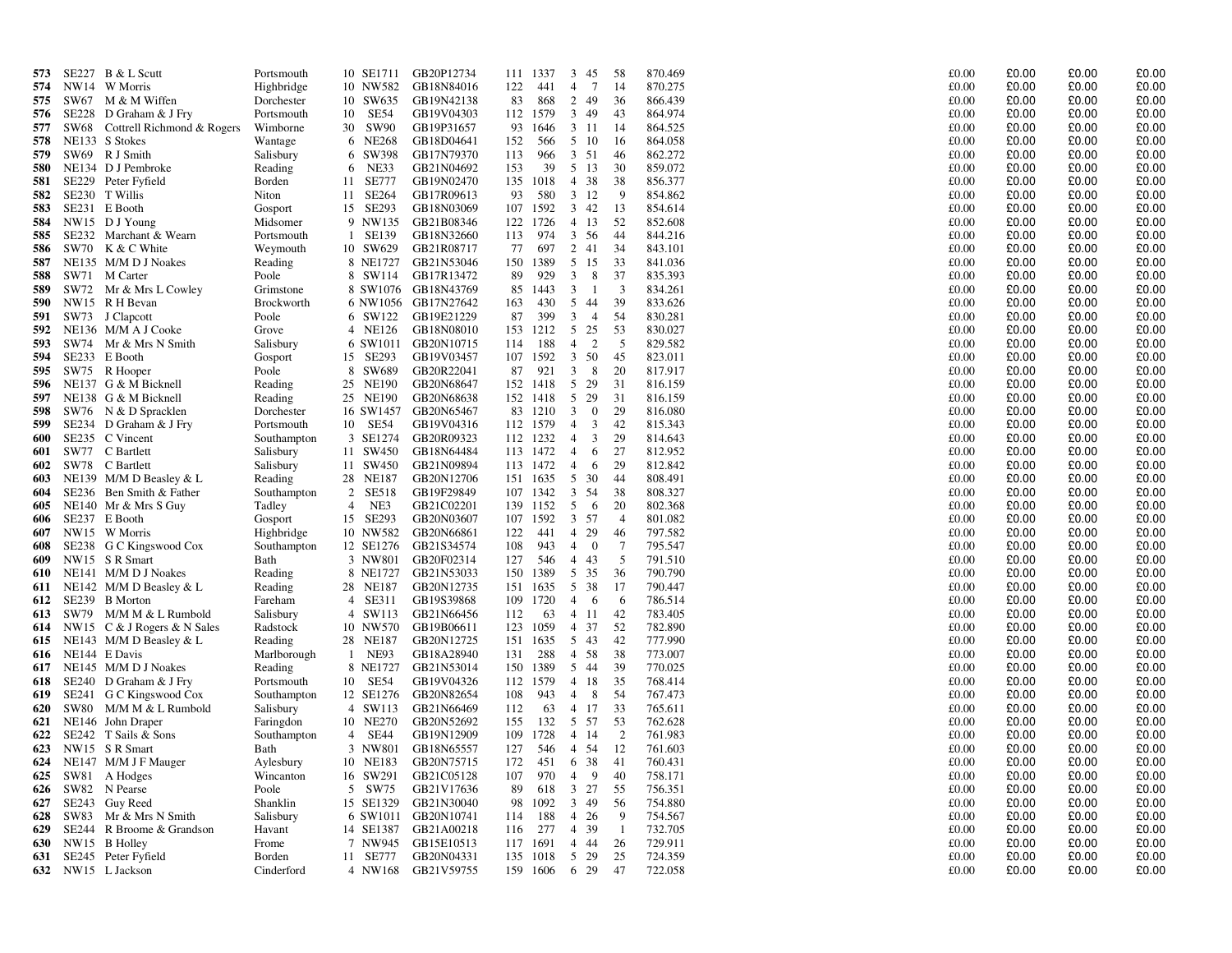| | | | | | | | | | | | | | | | | |
|---|---|---|---|---|---|---|---|---|---|---|---|---|---|---|---|---|
| **573** | SE227 | B & L Scutt | Portsmouth | 10 SE1711 | GB20P12734 | 111 | 1337 | 3 | 45 | 58 | 870.469 | £0.00 | £0.00 | £0.00 | £0.00 |
| **574** | NW14 | W Morris | Highbridge | 10 NW582 | GB18N84016 | 122 | 441 | 4 | 7 | 14 | 870.275 | £0.00 | £0.00 | £0.00 | £0.00 |
| **575** | SW67 | M & M Wiffen | Dorchester | 10 SW635 | GB19N42138 | 83 | 868 | 2 | 49 | 36 | 866.439 | £0.00 | £0.00 | £0.00 | £0.00 |
| **576** | SE228 | D Graham & J Fry | Portsmouth | 10 SE54 | GB19V04303 | 112 | 1579 | 3 | 49 | 43 | 864.974 | £0.00 | £0.00 | £0.00 | £0.00 |
| **577** | SW68 | Cottrell Richmond & Rogers | Wimborne | 30 SW90 | GB19P31657 | 93 | 1646 | 3 | 11 | 14 | 864.525 | £0.00 | £0.00 | £0.00 | £0.00 |
| **578** | NE133 | S Stokes | Wantage | 6 NE268 | GB18D04641 | 152 | 566 | 5 | 10 | 16 | 864.058 | £0.00 | £0.00 | £0.00 | £0.00 |
| **579** | SW69 | R J Smith | Salisbury | 6 SW398 | GB17N79370 | 113 | 966 | 3 | 51 | 46 | 862.272 | £0.00 | £0.00 | £0.00 | £0.00 |
| **580** | NE134 | D J Pembroke | Reading | 6 NE33 | GB21N04692 | 153 | 39 | 5 | 13 | 30 | 859.072 | £0.00 | £0.00 | £0.00 | £0.00 |
| **581** | SE229 | Peter Fyfield | Borden | 11 SE777 | GB19N02470 | 135 | 1018 | 4 | 38 | 38 | 856.377 | £0.00 | £0.00 | £0.00 | £0.00 |
| **582** | SE230 | T Willis | Niton | 11 SE264 | GB17R09613 | 93 | 580 | 3 | 12 | 9 | 854.862 | £0.00 | £0.00 | £0.00 | £0.00 |
| **583** | SE231 | E Booth | Gosport | 15 SE293 | GB18N03069 | 107 | 1592 | 3 | 42 | 13 | 854.614 | £0.00 | £0.00 | £0.00 | £0.00 |
| **584** | NW15 | D J Young | Midsomer | 9 NW135 | GB21B08346 | 122 | 1726 | 4 | 13 | 52 | 852.608 | £0.00 | £0.00 | £0.00 | £0.00 |
| **585** | SE232 | Marchant & Wearn | Portsmouth | 1 SE139 | GB18N32660 | 113 | 974 | 3 | 56 | 44 | 844.216 | £0.00 | £0.00 | £0.00 | £0.00 |
| **586** | SW70 | K & C White | Weymouth | 10 SW629 | GB21R08717 | 77 | 697 | 2 | 41 | 34 | 843.101 | £0.00 | £0.00 | £0.00 | £0.00 |
| **587** | NE135 | M/M D J Noakes | Reading | 8 NE1727 | GB21N53046 | 150 | 1389 | 5 | 15 | 33 | 841.036 | £0.00 | £0.00 | £0.00 | £0.00 |
| **588** | SW71 | M Carter | Poole | 8 SW114 | GB17R13472 | 89 | 929 | 3 | 8 | 37 | 835.393 | £0.00 | £0.00 | £0.00 | £0.00 |
| **589** | SW72 | Mr & Mrs L Cowley | Grimstone | 8 SW1076 | GB18N43769 | 85 | 1443 | 3 | 1 | 3 | 834.261 | £0.00 | £0.00 | £0.00 | £0.00 |
| **590** | NW15 | R H Bevan | Brockworth | 6 NW1056 | GB17N27642 | 163 | 430 | 5 | 44 | 39 | 833.626 | £0.00 | £0.00 | £0.00 | £0.00 |
| **591** | SW73 | J Clapcott | Poole | 6 SW122 | GB19E21229 | 87 | 399 | 3 | 4 | 54 | 830.281 | £0.00 | £0.00 | £0.00 | £0.00 |
| **592** | NE136 | M/M A J Cooke | Grove | 4 NE126 | GB18N08010 | 153 | 1212 | 5 | 25 | 53 | 830.027 | £0.00 | £0.00 | £0.00 | £0.00 |
| **593** | SW74 | Mr & Mrs N Smith | Salisbury | 6 SW1011 | GB20N10715 | 114 | 188 | 4 | 2 | 5 | 829.582 | £0.00 | £0.00 | £0.00 | £0.00 |
| **594** | SE233 | E Booth | Gosport | 15 SE293 | GB19V03457 | 107 | 1592 | 3 | 50 | 45 | 823.011 | £0.00 | £0.00 | £0.00 | £0.00 |
| **595** | SW75 | R Hooper | Poole | 8 SW689 | GB20R22041 | 87 | 921 | 3 | 8 | 20 | 817.917 | £0.00 | £0.00 | £0.00 | £0.00 |
| **596** | NE137 | G & M Bicknell | Reading | 25 NE190 | GB20N68647 | 152 | 1418 | 5 | 29 | 31 | 816.159 | £0.00 | £0.00 | £0.00 | £0.00 |
| **597** | NE138 | G & M Bicknell | Reading | 25 NE190 | GB20N68638 | 152 | 1418 | 5 | 29 | 31 | 816.159 | £0.00 | £0.00 | £0.00 | £0.00 |
| **598** | SW76 | N & D Spracklen | Dorchester | 16 SW1457 | GB20N65467 | 83 | 1210 | 3 | 0 | 29 | 816.080 | £0.00 | £0.00 | £0.00 | £0.00 |
| **599** | SE234 | D Graham & J Fry | Portsmouth | 10 SE54 | GB19V04316 | 112 | 1579 | 4 | 3 | 42 | 815.343 | £0.00 | £0.00 | £0.00 | £0.00 |
| **600** | SE235 | C Vincent | Southampton | 3 SE1274 | GB20R09323 | 112 | 1232 | 4 | 3 | 29 | 814.643 | £0.00 | £0.00 | £0.00 | £0.00 |
| **601** | SW77 | C Bartlett | Salisbury | 11 SW450 | GB18N64484 | 113 | 1472 | 4 | 6 | 27 | 812.952 | £0.00 | £0.00 | £0.00 | £0.00 |
| **602** | SW78 | C Bartlett | Salisbury | 11 SW450 | GB21N09894 | 113 | 1472 | 4 | 6 | 29 | 812.842 | £0.00 | £0.00 | £0.00 | £0.00 |
| **603** | NE139 | M/M D Beasley & L | Reading | 28 NE187 | GB20N12706 | 151 | 1635 | 5 | 30 | 44 | 808.491 | £0.00 | £0.00 | £0.00 | £0.00 |
| **604** | SE236 | Ben Smith & Father | Southampton | 2 SE518 | GB19F29849 | 107 | 1342 | 3 | 54 | 38 | 808.327 | £0.00 | £0.00 | £0.00 | £0.00 |
| **605** | NE140 | Mr & Mrs S Guy | Tadley | 4 NE3 | GB21C02201 | 139 | 1152 | 5 | 6 | 20 | 802.368 | £0.00 | £0.00 | £0.00 | £0.00 |
| **606** | SE237 | E Booth | Gosport | 15 SE293 | GB20N03607 | 107 | 1592 | 3 | 57 | 4 | 801.082 | £0.00 | £0.00 | £0.00 | £0.00 |
| **607** | NW15 | W Morris | Highbridge | 10 NW582 | GB20N66861 | 122 | 441 | 4 | 29 | 46 | 797.582 | £0.00 | £0.00 | £0.00 | £0.00 |
| **608** | SE238 | G C Kingswood Cox | Southampton | 12 SE1276 | GB21S34574 | 108 | 943 | 4 | 0 | 7 | 795.547 | £0.00 | £0.00 | £0.00 | £0.00 |
| **609** | NW15 | S R Smart | Bath | 3 NW801 | GB20F02314 | 127 | 546 | 4 | 43 | 5 | 791.510 | £0.00 | £0.00 | £0.00 | £0.00 |
| **610** | NE141 | M/M D J Noakes | Reading | 8 NE1727 | GB21N53033 | 150 | 1389 | 5 | 35 | 36 | 790.790 | £0.00 | £0.00 | £0.00 | £0.00 |
| **611** | NE142 | M/M D Beasley & L | Reading | 28 NE187 | GB20N12735 | 151 | 1635 | 5 | 38 | 17 | 790.447 | £0.00 | £0.00 | £0.00 | £0.00 |
| **612** | SE239 | B Morton | Fareham | 4 SE311 | GB19S39868 | 109 | 1720 | 4 | 6 | 6 | 786.514 | £0.00 | £0.00 | £0.00 | £0.00 |
| **613** | SW79 | M/M M & L Rumbold | Salisbury | 4 SW113 | GB21N66456 | 112 | 63 | 4 | 11 | 42 | 783.405 | £0.00 | £0.00 | £0.00 | £0.00 |
| **614** | NW15 | C & J Rogers & N Sales | Radstock | 10 NW570 | GB19B06611 | 123 | 1059 | 4 | 37 | 52 | 782.890 | £0.00 | £0.00 | £0.00 | £0.00 |
| **615** | NE143 | M/M D Beasley & L | Reading | 28 NE187 | GB20N12725 | 151 | 1635 | 5 | 43 | 42 | 777.990 | £0.00 | £0.00 | £0.00 | £0.00 |
| **616** | NE144 | E Davis | Marlborough | 1 NE93 | GB18A28940 | 131 | 288 | 4 | 58 | 38 | 773.007 | £0.00 | £0.00 | £0.00 | £0.00 |
| **617** | NE145 | M/M D J Noakes | Reading | 8 NE1727 | GB21N53014 | 150 | 1389 | 5 | 44 | 39 | 770.025 | £0.00 | £0.00 | £0.00 | £0.00 |
| **618** | SE240 | D Graham & J Fry | Portsmouth | 10 SE54 | GB19V04326 | 112 | 1579 | 4 | 18 | 35 | 768.414 | £0.00 | £0.00 | £0.00 | £0.00 |
| **619** | SE241 | G C Kingswood Cox | Southampton | 12 SE1276 | GB20N82654 | 108 | 943 | 4 | 8 | 54 | 767.473 | £0.00 | £0.00 | £0.00 | £0.00 |
| **620** | SW80 | M/M M & L Rumbold | Salisbury | 4 SW113 | GB21N66469 | 112 | 63 | 4 | 17 | 33 | 765.611 | £0.00 | £0.00 | £0.00 | £0.00 |
| **621** | NE146 | John Draper | Faringdon | 10 NE270 | GB20N52692 | 155 | 132 | 5 | 57 | 53 | 762.628 | £0.00 | £0.00 | £0.00 | £0.00 |
| **622** | SE242 | T Sails & Sons | Southampton | 4 SE44 | GB19N12909 | 109 | 1728 | 4 | 14 | 2 | 761.983 | £0.00 | £0.00 | £0.00 | £0.00 |
| **623** | NW15 | S R Smart | Bath | 3 NW801 | GB18N65557 | 127 | 546 | 4 | 54 | 12 | 761.603 | £0.00 | £0.00 | £0.00 | £0.00 |
| **624** | NE147 | M/M J F Mauger | Aylesbury | 10 NE183 | GB20N75715 | 172 | 451 | 6 | 38 | 41 | 760.431 | £0.00 | £0.00 | £0.00 | £0.00 |
| **625** | SW81 | A Hodges | Wincanton | 16 SW291 | GB21C05128 | 107 | 970 | 4 | 9 | 40 | 758.171 | £0.00 | £0.00 | £0.00 | £0.00 |
| **626** | SW82 | N Pearse | Poole | 5 SW75 | GB21V17636 | 89 | 618 | 3 | 27 | 55 | 756.351 | £0.00 | £0.00 | £0.00 | £0.00 |
| **627** | SE243 | Guy Reed | Shanklin | 15 SE1329 | GB21N30040 | 98 | 1092 | 3 | 49 | 56 | 754.880 | £0.00 | £0.00 | £0.00 | £0.00 |
| **628** | SW83 | Mr & Mrs N Smith | Salisbury | 6 SW1011 | GB20N10741 | 114 | 188 | 4 | 26 | 9 | 754.567 | £0.00 | £0.00 | £0.00 | £0.00 |
| **629** | SE244 | R Broome & Grandson | Havant | 14 SE1387 | GB21A00218 | 116 | 277 | 4 | 39 | 1 | 732.705 | £0.00 | £0.00 | £0.00 | £0.00 |
| **630** | NW15 | B Holley | Frome | 7 NW945 | GB15E10513 | 117 | 1691 | 4 | 44 | 26 | 729.911 | £0.00 | £0.00 | £0.00 | £0.00 |
| **631** | SE245 | Peter Fyfield | Borden | 11 SE777 | GB20N04331 | 135 | 1018 | 5 | 29 | 25 | 724.359 | £0.00 | £0.00 | £0.00 | £0.00 |
| **632** | NW15 | L Jackson | Cinderford | 4 NW168 | GB21V59755 | 159 | 1606 | 6 | 29 | 47 | 722.058 | £0.00 | £0.00 | £0.00 | £0.00 |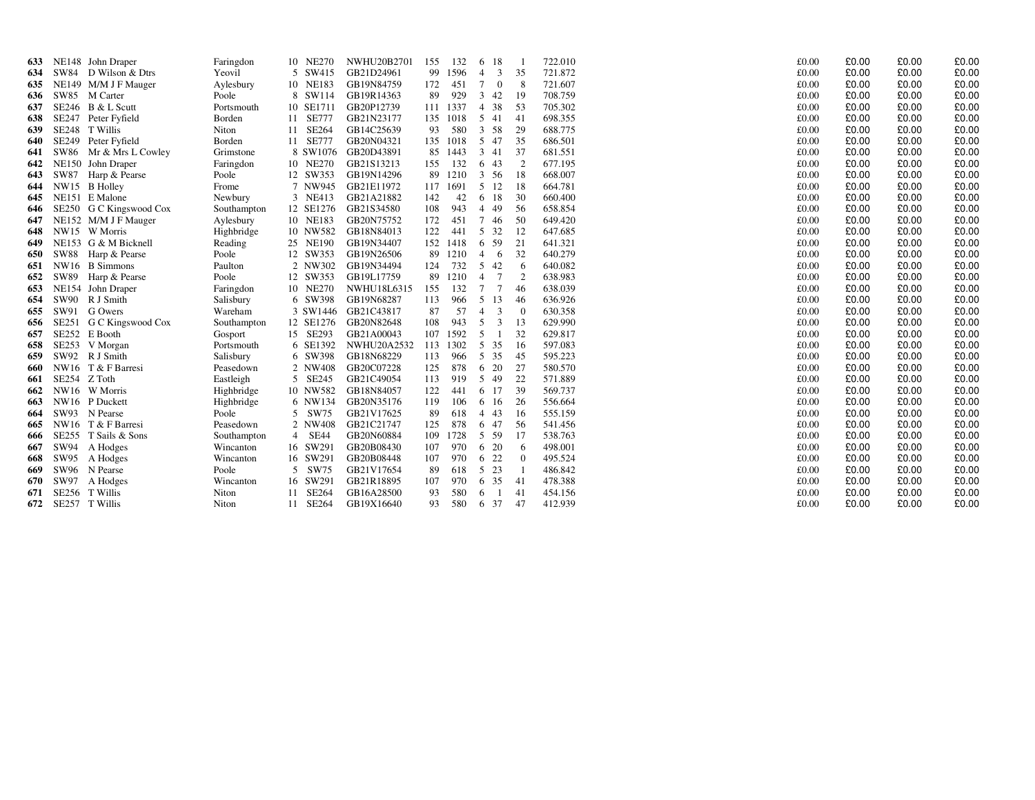| | | | | | | | | | | | | | | | | | | |
|---|---|---|---|---|---|---|---|---|---|---|---|---|---|---|---|---|---|---|
| **633** | NE148 | John Draper | Faringdon | 10 | NE270 | NWHU20B2701 | 155 | 132 | 6 | 18 | 1 | 722.010 | | £0.00 | £0.00 | £0.00 | £0.00 |
| **634** | SW84 | D Wilson & Dtrs | Yeovil | 5 | SW415 | GB21D24961 | 99 | 1596 | 4 | 3 | 35 | 721.872 | | £0.00 | £0.00 | £0.00 | £0.00 |
| **635** | NE149 | M/M J F Mauger | Aylesbury | 10 | NE183 | GB19N84759 | 172 | 451 | 7 | 0 | 8 | 721.607 | | £0.00 | £0.00 | £0.00 | £0.00 |
| **636** | SW85 | M Carter | Poole | 8 | SW114 | GB19R14363 | 89 | 929 | 3 | 42 | 19 | 708.759 | | £0.00 | £0.00 | £0.00 | £0.00 |
| **637** | SE246 | B & L Scutt | Portsmouth | 10 | SE1711 | GB20P12739 | 111 | 1337 | 4 | 38 | 53 | 705.302 | | £0.00 | £0.00 | £0.00 | £0.00 |
| **638** | SE247 | Peter Fyfield | Borden | 11 | SE777 | GB21N23177 | 135 | 1018 | 5 | 41 | 41 | 698.355 | | £0.00 | £0.00 | £0.00 | £0.00 |
| **639** | SE248 | T Willis | Niton | 11 | SE264 | GB14C25639 | 93 | 580 | 3 | 58 | 29 | 688.775 | | £0.00 | £0.00 | £0.00 | £0.00 |
| **640** | SE249 | Peter Fyfield | Borden | 11 | SE777 | GB20N04321 | 135 | 1018 | 5 | 47 | 35 | 686.501 | | £0.00 | £0.00 | £0.00 | £0.00 |
| **641** | SW86 | Mr & Mrs L Cowley | Grimstone | 8 | SW1076 | GB20D43891 | 85 | 1443 | 3 | 41 | 37 | 681.551 | | £0.00 | £0.00 | £0.00 | £0.00 |
| **642** | NE150 | John Draper | Faringdon | 10 | NE270 | GB21S13213 | 155 | 132 | 6 | 43 | 2 | 677.195 | | £0.00 | £0.00 | £0.00 | £0.00 |
| **643** | SW87 | Harp & Pearse | Poole | 12 | SW353 | GB19N14296 | 89 | 1210 | 3 | 56 | 18 | 668.007 | | £0.00 | £0.00 | £0.00 | £0.00 |
| **644** | NW15 | B Holley | Frome | 7 | NW945 | GB21E11972 | 117 | 1691 | 5 | 12 | 18 | 664.781 | | £0.00 | £0.00 | £0.00 | £0.00 |
| **645** | NE151 | E Malone | Newbury | 3 | NE413 | GB21A21882 | 142 | 42 | 6 | 18 | 30 | 660.400 | | £0.00 | £0.00 | £0.00 | £0.00 |
| **646** | SE250 | G C Kingswood Cox | Southampton | 12 | SE1276 | GB21S34580 | 108 | 943 | 4 | 49 | 56 | 658.854 | | £0.00 | £0.00 | £0.00 | £0.00 |
| **647** | NE152 | M/M J F Mauger | Aylesbury | 10 | NE183 | GB20N75752 | 172 | 451 | 7 | 46 | 50 | 649.420 | | £0.00 | £0.00 | £0.00 | £0.00 |
| **648** | NW15 | W Morris | Highbridge | 10 | NW582 | GB18N84013 | 122 | 441 | 5 | 32 | 12 | 647.685 | | £0.00 | £0.00 | £0.00 | £0.00 |
| **649** | NE153 | G & M Bicknell | Reading | 25 | NE190 | GB19N34407 | 152 | 1418 | 6 | 59 | 21 | 641.321 | | £0.00 | £0.00 | £0.00 | £0.00 |
| **650** | SW88 | Harp & Pearse | Poole | 12 | SW353 | GB19N26506 | 89 | 1210 | 4 | 6 | 32 | 640.279 | | £0.00 | £0.00 | £0.00 | £0.00 |
| **651** | NW16 | B Simmons | Paulton | 2 | NW302 | GB19N34494 | 124 | 732 | 5 | 42 | 6 | 640.082 | | £0.00 | £0.00 | £0.00 | £0.00 |
| **652** | SW89 | Harp & Pearse | Poole | 12 | SW353 | GB19L17759 | 89 | 1210 | 4 | 7 | 2 | 638.983 | | £0.00 | £0.00 | £0.00 | £0.00 |
| **653** | NE154 | John Draper | Faringdon | 10 | NE270 | NWHU18L6315 | 155 | 132 | 7 | 7 | 46 | 638.039 | | £0.00 | £0.00 | £0.00 | £0.00 |
| **654** | SW90 | R J Smith | Salisbury | 6 | SW398 | GB19N68287 | 113 | 966 | 5 | 13 | 46 | 636.926 | | £0.00 | £0.00 | £0.00 | £0.00 |
| **655** | SW91 | G Owers | Wareham | 3 | SW1446 | GB21C43817 | 87 | 57 | 4 | 3 | 0 | 630.358 | | £0.00 | £0.00 | £0.00 | £0.00 |
| **656** | SE251 | G C Kingswood Cox | Southampton | 12 | SE1276 | GB20N82648 | 108 | 943 | 5 | 3 | 13 | 629.990 | | £0.00 | £0.00 | £0.00 | £0.00 |
| **657** | SE252 | E Booth | Gosport | 15 | SE293 | GB21A00043 | 107 | 1592 | 5 | 1 | 32 | 629.817 | | £0.00 | £0.00 | £0.00 | £0.00 |
| **658** | SE253 | V Morgan | Portsmouth | 6 | SE1392 | NWHU20A2532 | 113 | 1302 | 5 | 35 | 16 | 597.083 | | £0.00 | £0.00 | £0.00 | £0.00 |
| **659** | SW92 | R J Smith | Salisbury | 6 | SW398 | GB18N68229 | 113 | 966 | 5 | 35 | 45 | 595.223 | | £0.00 | £0.00 | £0.00 | £0.00 |
| **660** | NW16 | T & F Barresi | Peasedown | 2 | NW408 | GB20C07228 | 125 | 878 | 6 | 20 | 27 | 580.570 | | £0.00 | £0.00 | £0.00 | £0.00 |
| **661** | SE254 | Z Toth | Eastleigh | 5 | SE245 | GB21C49054 | 113 | 919 | 5 | 49 | 22 | 571.889 | | £0.00 | £0.00 | £0.00 | £0.00 |
| **662** | NW16 | W Morris | Highbridge | 10 | NW582 | GB18N84057 | 122 | 441 | 6 | 17 | 39 | 569.737 | | £0.00 | £0.00 | £0.00 | £0.00 |
| **663** | NW16 | P Duckett | Highbridge | 6 | NW134 | GB20N35176 | 119 | 106 | 6 | 16 | 26 | 556.664 | | £0.00 | £0.00 | £0.00 | £0.00 |
| **664** | SW93 | N Pearse | Poole | 5 | SW75 | GB21V17625 | 89 | 618 | 4 | 43 | 16 | 555.159 | | £0.00 | £0.00 | £0.00 | £0.00 |
| **665** | NW16 | T & F Barresi | Peasedown | 2 | NW408 | GB21C21747 | 125 | 878 | 6 | 47 | 56 | 541.456 | | £0.00 | £0.00 | £0.00 | £0.00 |
| **666** | SE255 | T Sails & Sons | Southampton | 4 | SE44 | GB20N60884 | 109 | 1728 | 5 | 59 | 17 | 538.763 | | £0.00 | £0.00 | £0.00 | £0.00 |
| **667** | SW94 | A Hodges | Wincanton | 16 | SW291 | GB20B08430 | 107 | 970 | 6 | 20 | 6 | 498.001 | | £0.00 | £0.00 | £0.00 | £0.00 |
| **668** | SW95 | A Hodges | Wincanton | 16 | SW291 | GB20B08448 | 107 | 970 | 6 | 22 | 0 | 495.524 | | £0.00 | £0.00 | £0.00 | £0.00 |
| **669** | SW96 | N Pearse | Poole | 5 | SW75 | GB21V17654 | 89 | 618 | 5 | 23 | 1 | 486.842 | | £0.00 | £0.00 | £0.00 | £0.00 |
| **670** | SW97 | A Hodges | Wincanton | 16 | SW291 | GB21R18895 | 107 | 970 | 6 | 35 | 41 | 478.388 | | £0.00 | £0.00 | £0.00 | £0.00 |
| **671** | SE256 | T Willis | Niton | 11 | SE264 | GB16A28500 | 93 | 580 | 6 | 1 | 41 | 454.156 | | £0.00 | £0.00 | £0.00 | £0.00 |
| **672** | SE257 | T Willis | Niton | 11 | SE264 | GB19X16640 | 93 | 580 | 6 | 37 | 47 | 412.939 | | £0.00 | £0.00 | £0.00 | £0.00 |